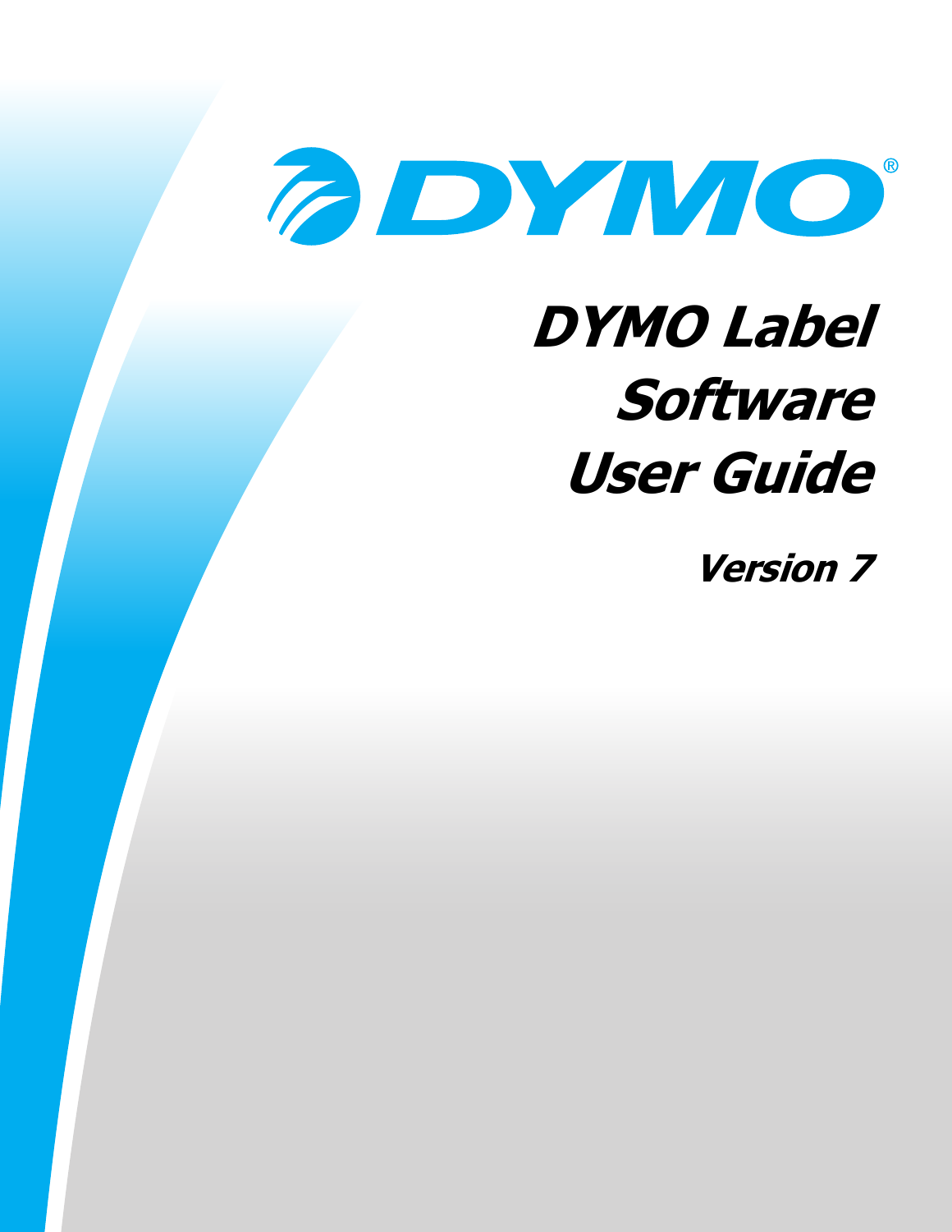DYMO®

# DYMO Label Software User Guide

## Version 7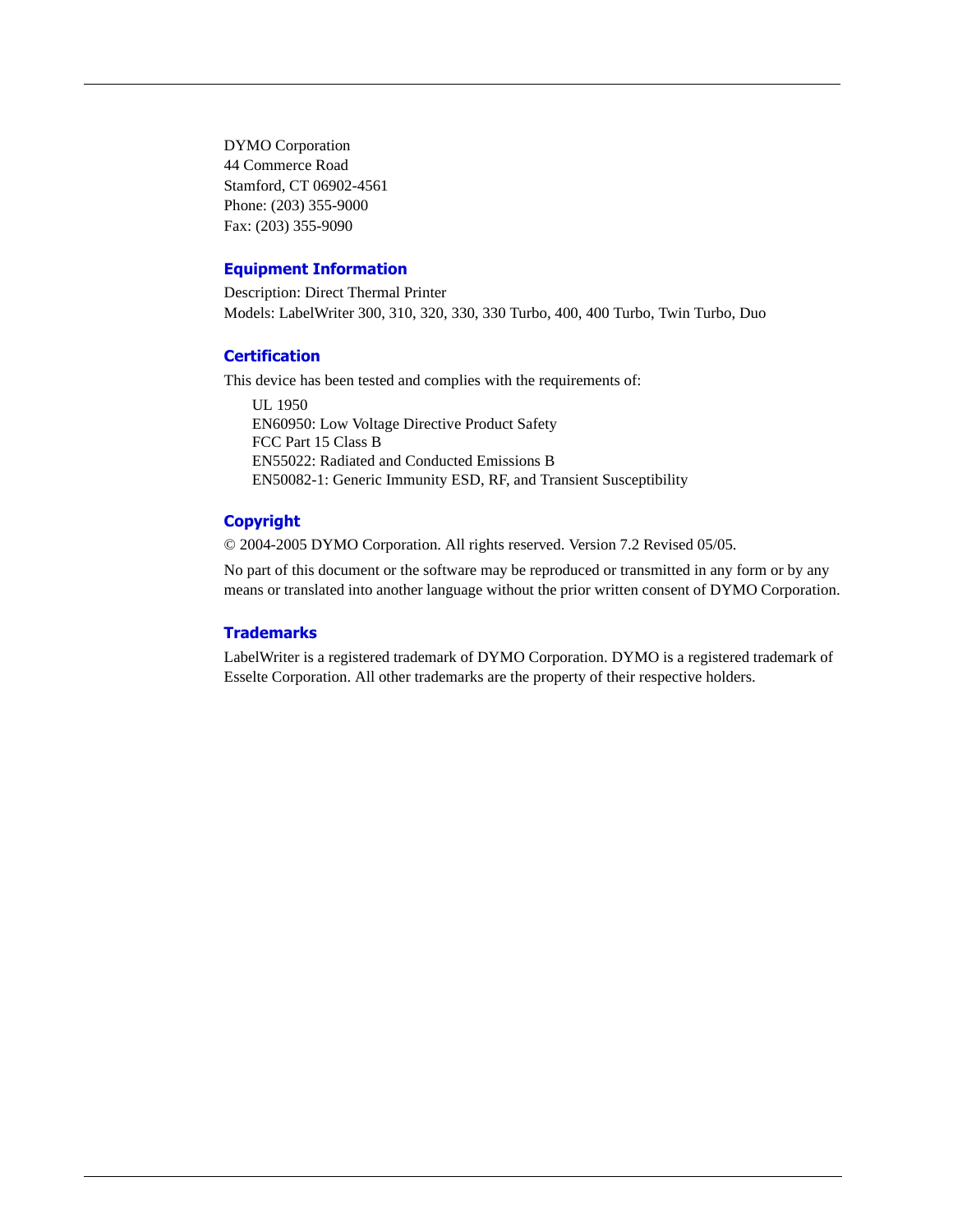DYMO Corporation
44 Commerce Road
Stamford, CT 06902-4561
Phone: (203) 355-9000
Fax: (203) 355-9090

## Equipment Information

Description: Direct Thermal Printer
Models: LabelWriter 300, 310, 320, 330, 330 Turbo, 400, 400 Turbo, Twin Turbo, Duo

## Certification

This device has been tested and complies with the requirements of:

UL 1950
EN60950: Low Voltage Directive Product Safety
FCC Part 15 Class B
EN55022: Radiated and Conducted Emissions B
EN50082-1: Generic Immunity ESD, RF, and Transient Susceptibility

## Copyright

© 2004-2005 DYMO Corporation. All rights reserved. Version 7.2 Revised 05/05.

No part of this document or the software may be reproduced or transmitted in any form or by any means or translated into another language without the prior written consent of DYMO Corporation.

## Trademarks

LabelWriter is a registered trademark of DYMO Corporation. DYMO is a registered trademark of Esselte Corporation. All other trademarks are the property of their respective holders.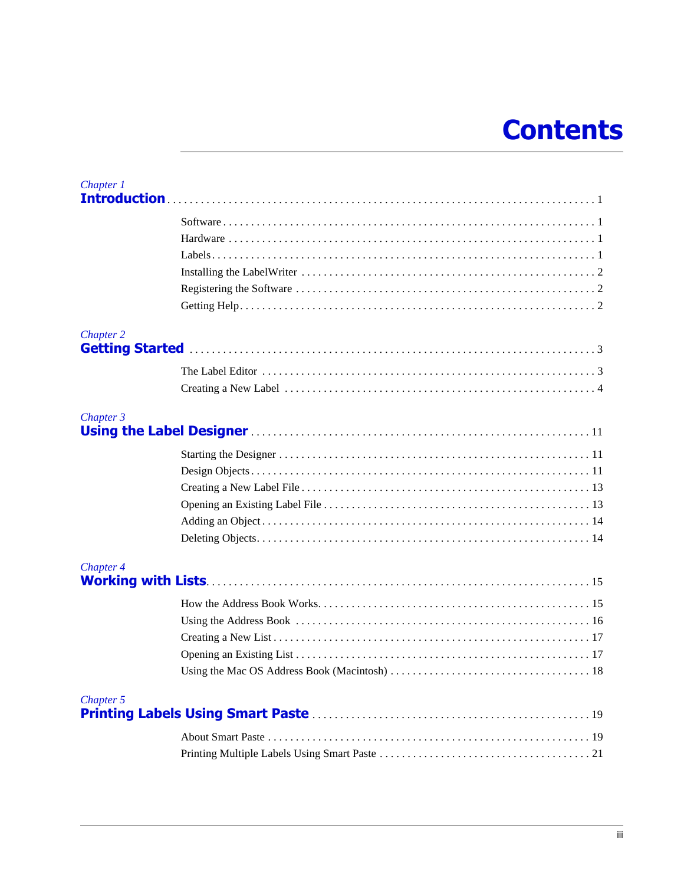# Contents

*Chapter 1*
**Introduction** . . . . . . . . . . . . . . . . . . . . . . . . . . . . . . . . . . . . . . . . . . . . 1

- Software . . . . . . . . . . . . . . . . . . . . . . . . . . . . . . . . . . . . . . . . . . . . 1
- Hardware . . . . . . . . . . . . . . . . . . . . . . . . . . . . . . . . . . . . . . . . . . . 1
- Labels . . . . . . . . . . . . . . . . . . . . . . . . . . . . . . . . . . . . . . . . . . . . . 1
- Installing the LabelWriter . . . . . . . . . . . . . . . . . . . . . . . . . . . . . . . . 2
- Registering the Software . . . . . . . . . . . . . . . . . . . . . . . . . . . . . . . . 2
- Getting Help . . . . . . . . . . . . . . . . . . . . . . . . . . . . . . . . . . . . . . . . 2

*Chapter 2*
**Getting Started** . . . . . . . . . . . . . . . . . . . . . . . . . . . . . . . . . . . . . . . . . 3

- The Label Editor . . . . . . . . . . . . . . . . . . . . . . . . . . . . . . . . . . . . . 3
- Creating a New Label . . . . . . . . . . . . . . . . . . . . . . . . . . . . . . . . . . 4

*Chapter 3*
**Using the Label Designer** . . . . . . . . . . . . . . . . . . . . . . . . . . . . . . . . . 11

- Starting the Designer . . . . . . . . . . . . . . . . . . . . . . . . . . . . . . . . . . 11
- Design Objects . . . . . . . . . . . . . . . . . . . . . . . . . . . . . . . . . . . . . . 11
- Creating a New Label File . . . . . . . . . . . . . . . . . . . . . . . . . . . . . . . 13
- Opening an Existing Label File . . . . . . . . . . . . . . . . . . . . . . . . . . . . 13
- Adding an Object . . . . . . . . . . . . . . . . . . . . . . . . . . . . . . . . . . . . . 14
- Deleting Objects . . . . . . . . . . . . . . . . . . . . . . . . . . . . . . . . . . . . . 14

*Chapter 4*
**Working with Lists** . . . . . . . . . . . . . . . . . . . . . . . . . . . . . . . . . . . . . . 15

- How the Address Book Works . . . . . . . . . . . . . . . . . . . . . . . . . . . . 15
- Using the Address Book . . . . . . . . . . . . . . . . . . . . . . . . . . . . . . . . 16
- Creating a New List . . . . . . . . . . . . . . . . . . . . . . . . . . . . . . . . . . . 17
- Opening an Existing List . . . . . . . . . . . . . . . . . . . . . . . . . . . . . . . . 17
- Using the Mac OS Address Book (Macintosh) . . . . . . . . . . . . . . . . . 18

*Chapter 5*
**Printing Labels Using Smart Paste** . . . . . . . . . . . . . . . . . . . . . . . . . . . . 19

- About Smart Paste . . . . . . . . . . . . . . . . . . . . . . . . . . . . . . . . . . . . 19
- Printing Multiple Labels Using Smart Paste . . . . . . . . . . . . . . . . . . . 21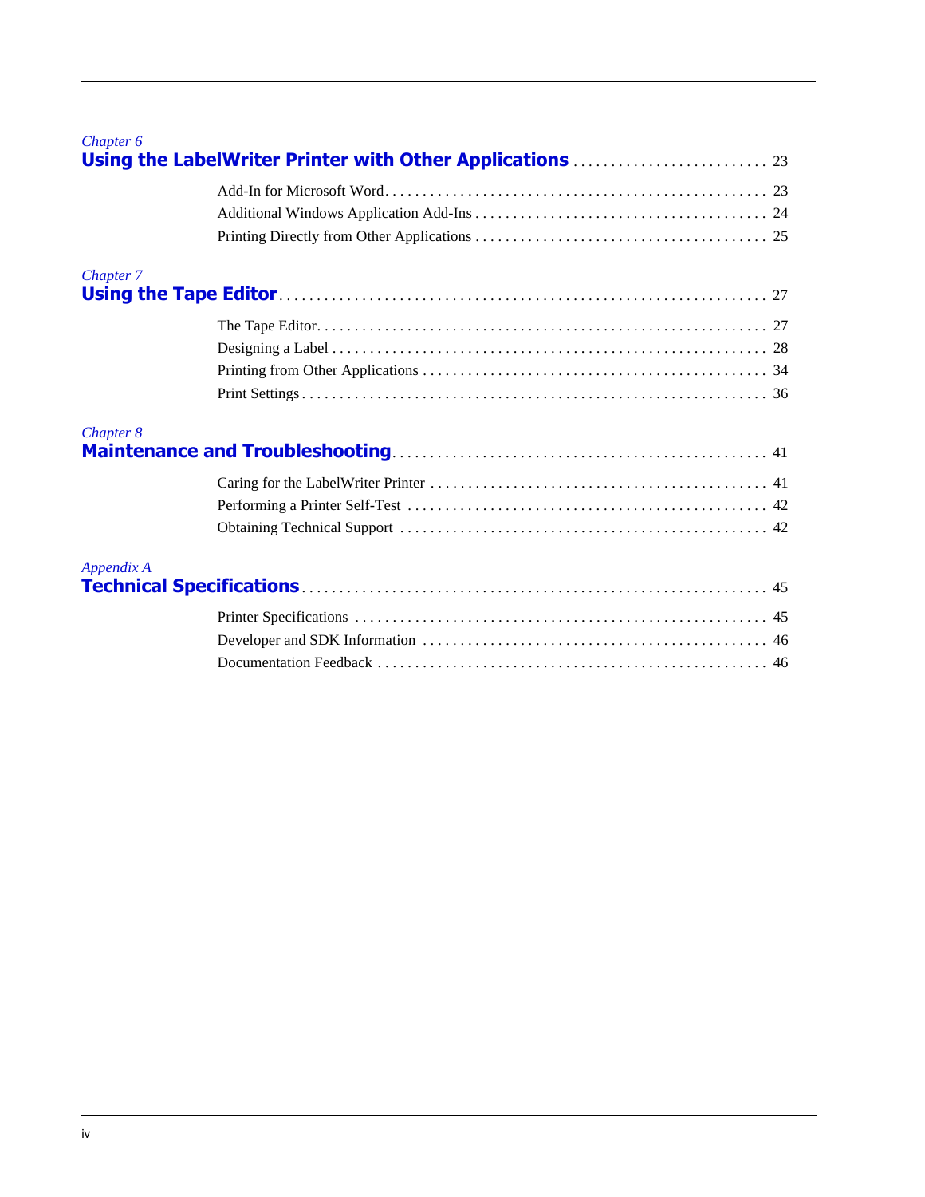*Chapter 6*
**Using the LabelWriter Printer with Other Applications** . . . . . . . . . . . . . . . . . . . . . . . . . . 23

Add-In for Microsoft Word . . . . . . . . . . . . . . . . . . . . . . . . . . . . . . . . . . . . . . . . . . . . . . . . . . . 23
Additional Windows Application Add-Ins . . . . . . . . . . . . . . . . . . . . . . . . . . . . . . . . . . . . . . . 24
Printing Directly from Other Applications . . . . . . . . . . . . . . . . . . . . . . . . . . . . . . . . . . . . . . . 25

*Chapter 7*
**Using the Tape Editor** . . . . . . . . . . . . . . . . . . . . . . . . . . . . . . . . . . . . . . . . . . . . . . . . . . . . . . . . . . . . . . . 27

The Tape Editor . . . . . . . . . . . . . . . . . . . . . . . . . . . . . . . . . . . . . . . . . . . . . . . . . . . . . . . . . . . . 27
Designing a Label . . . . . . . . . . . . . . . . . . . . . . . . . . . . . . . . . . . . . . . . . . . . . . . . . . . . . . . . . . 28
Printing from Other Applications . . . . . . . . . . . . . . . . . . . . . . . . . . . . . . . . . . . . . . . . . . . . . . 34
Print Settings . . . . . . . . . . . . . . . . . . . . . . . . . . . . . . . . . . . . . . . . . . . . . . . . . . . . . . . . . . . . . . 36

*Chapter 8*
**Maintenance and Troubleshooting** . . . . . . . . . . . . . . . . . . . . . . . . . . . . . . . . . . . . . . . . . . . . . . . . . 41

Caring for the LabelWriter Printer . . . . . . . . . . . . . . . . . . . . . . . . . . . . . . . . . . . . . . . . . . . . . 41
Performing a Printer Self-Test . . . . . . . . . . . . . . . . . . . . . . . . . . . . . . . . . . . . . . . . . . . . . . . . 42
Obtaining Technical Support . . . . . . . . . . . . . . . . . . . . . . . . . . . . . . . . . . . . . . . . . . . . . . . . . 42

*Appendix A*
**Technical Specifications** . . . . . . . . . . . . . . . . . . . . . . . . . . . . . . . . . . . . . . . . . . . . . . . . . . . . . . . . . . . . . 45

Printer Specifications . . . . . . . . . . . . . . . . . . . . . . . . . . . . . . . . . . . . . . . . . . . . . . . . . . . . . . . 45
Developer and SDK Information . . . . . . . . . . . . . . . . . . . . . . . . . . . . . . . . . . . . . . . . . . . . . . 46
Documentation Feedback . . . . . . . . . . . . . . . . . . . . . . . . . . . . . . . . . . . . . . . . . . . . . . . . . . . . 46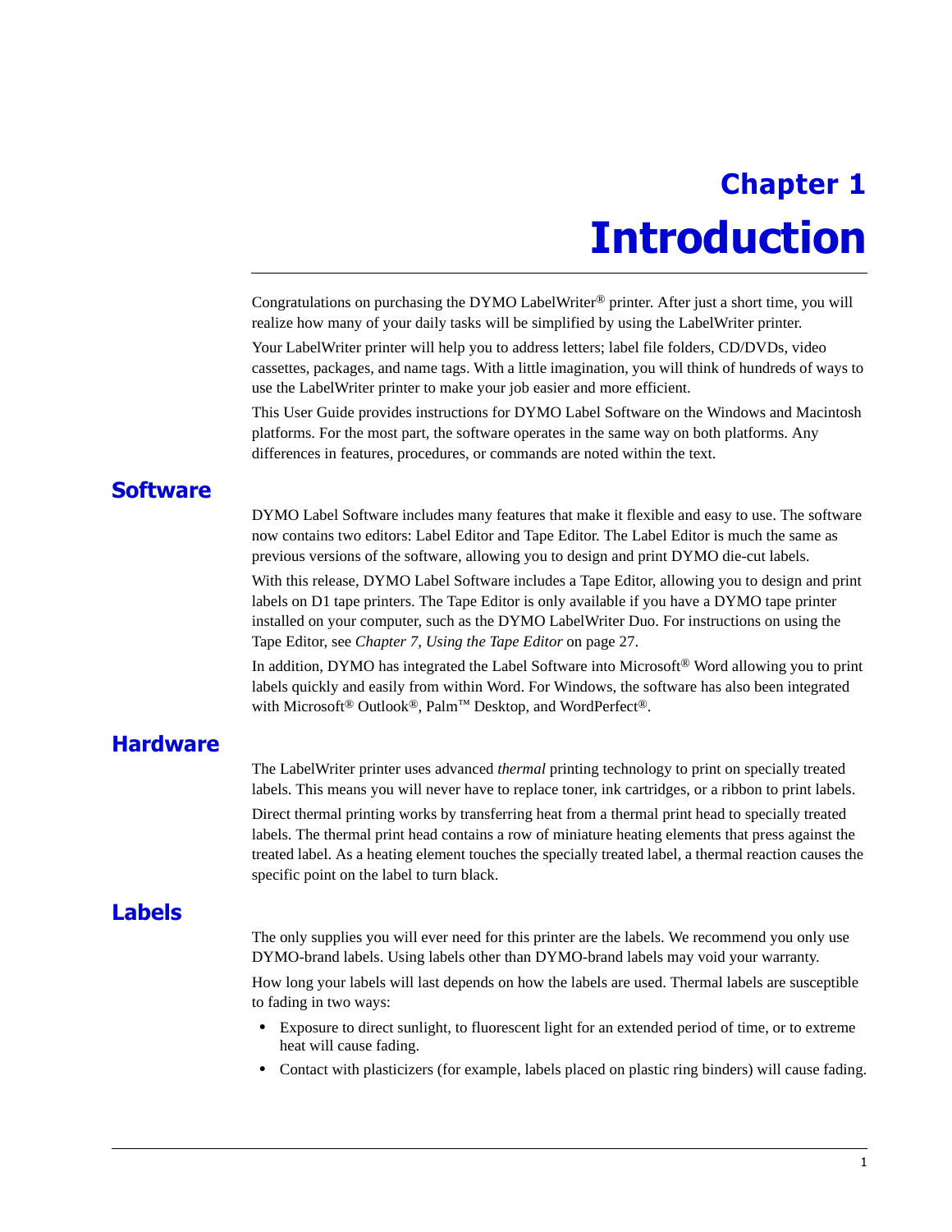# Chapter 1
# Introduction

Congratulations on purchasing the DYMO LabelWriter® printer. After just a short time, you will realize how many of your daily tasks will be simplified by using the LabelWriter printer.

Your LabelWriter printer will help you to address letters; label file folders, CD/DVDs, video cassettes, packages, and name tags. With a little imagination, you will think of hundreds of ways to use the LabelWriter printer to make your job easier and more efficient.

This User Guide provides instructions for DYMO Label Software on the Windows and Macintosh platforms. For the most part, the software operates in the same way on both platforms. Any differences in features, procedures, or commands are noted within the text.

## Software

DYMO Label Software includes many features that make it flexible and easy to use. The software now contains two editors: Label Editor and Tape Editor. The Label Editor is much the same as previous versions of the software, allowing you to design and print DYMO die-cut labels.

With this release, DYMO Label Software includes a Tape Editor, allowing you to design and print labels on D1 tape printers. The Tape Editor is only available if you have a DYMO tape printer installed on your computer, such as the DYMO LabelWriter Duo. For instructions on using the Tape Editor, see *Chapter 7, Using the Tape Editor* on page 27.

In addition, DYMO has integrated the Label Software into Microsoft® Word allowing you to print labels quickly and easily from within Word. For Windows, the software has also been integrated with Microsoft® Outlook®, Palm™ Desktop, and WordPerfect®.

## Hardware

The LabelWriter printer uses advanced *thermal* printing technology to print on specially treated labels. This means you will never have to replace toner, ink cartridges, or a ribbon to print labels.

Direct thermal printing works by transferring heat from a thermal print head to specially treated labels. The thermal print head contains a row of miniature heating elements that press against the treated label. As a heating element touches the specially treated label, a thermal reaction causes the specific point on the label to turn black.

## Labels

The only supplies you will ever need for this printer are the labels. We recommend you only use DYMO-brand labels. Using labels other than DYMO-brand labels may void your warranty.

How long your labels will last depends on how the labels are used. Thermal labels are susceptible to fading in two ways:

- Exposure to direct sunlight, to fluorescent light for an extended period of time, or to extreme heat will cause fading.
- Contact with plasticizers (for example, labels placed on plastic ring binders) will cause fading.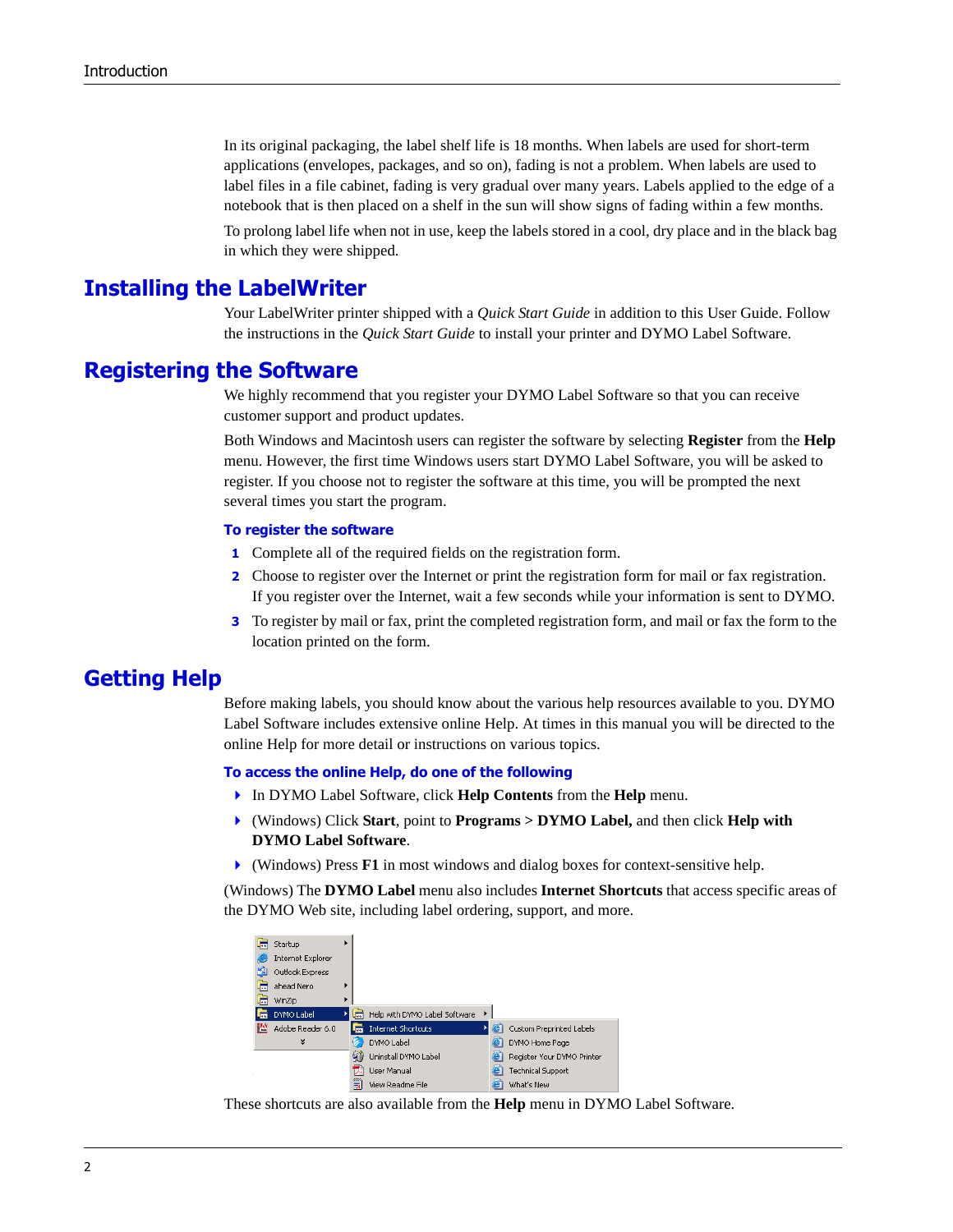In its original packaging, the label shelf life is 18 months. When labels are used for short-term applications (envelopes, packages, and so on), fading is not a problem. When labels are used to label files in a file cabinet, fading is very gradual over many years. Labels applied to the edge of a notebook that is then placed on a shelf in the sun will show signs of fading within a few months.

To prolong label life when not in use, keep the labels stored in a cool, dry place and in the black bag in which they were shipped.

## Installing the LabelWriter

Your LabelWriter printer shipped with a *Quick Start Guide* in addition to this User Guide. Follow the instructions in the *Quick Start Guide* to install your printer and DYMO Label Software.

## Registering the Software

We highly recommend that you register your DYMO Label Software so that you can receive customer support and product updates.

Both Windows and Macintosh users can register the software by selecting **Register** from the **Help** menu. However, the first time Windows users start DYMO Label Software, you will be asked to register. If you choose not to register the software at this time, you will be prompted the next several times you start the program.

### To register the software

1. Complete all of the required fields on the registration form.
2. Choose to register over the Internet or print the registration form for mail or fax registration. If you register over the Internet, wait a few seconds while your information is sent to DYMO.
3. To register by mail or fax, print the completed registration form, and mail or fax the form to the location printed on the form.

## Getting Help

Before making labels, you should know about the various help resources available to you. DYMO Label Software includes extensive online Help. At times in this manual you will be directed to the online Help for more detail or instructions on various topics.

### To access the online Help, do one of the following

- In DYMO Label Software, click **Help Contents** from the **Help** menu.
- (Windows) Click **Start**, point to **Programs > DYMO Label,** and then click **Help with DYMO Label Software**.
- (Windows) Press **F1** in most windows and dialog boxes for context-sensitive help.

(Windows) The **DYMO Label** menu also includes **Internet Shortcuts** that access specific areas of the DYMO Web site, including label ordering, support, and more.

Startup
Internet Explorer
Outlook Express
ahead Nero
WinZip
DYMO Label
Adobe Reader 6.0

Help with DYMO Label Software
Internet Shortcuts
DYMO Label
Uninstall DYMO Label
User Manual
View Readme File

Custom Preprinted Labels
DYMO Home Page
Register Your DYMO Printer
Technical Support
What's New

These shortcuts are also available from the **Help** menu in DYMO Label Software.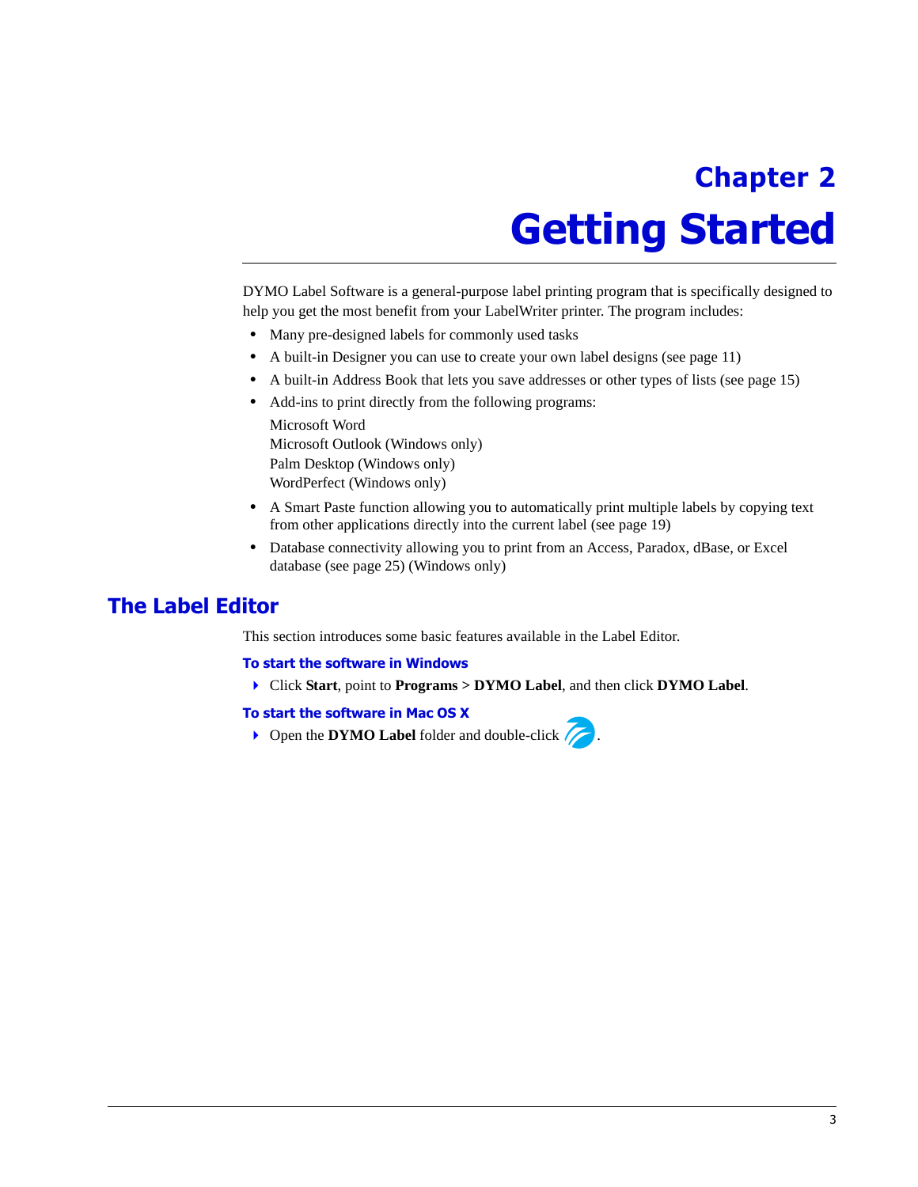# Chapter 2

# Getting Started

DYMO Label Software is a general-purpose label printing program that is specifically designed to help you get the most benefit from your LabelWriter printer. The program includes:

- Many pre-designed labels for commonly used tasks
- A built-in Designer you can use to create your own label designs (see page 11)
- A built-in Address Book that lets you save addresses or other types of lists (see page 15)
- Add-ins to print directly from the following programs:

  Microsoft Word
  Microsoft Outlook (Windows only)
  Palm Desktop (Windows only)
  WordPerfect (Windows only)
- A Smart Paste function allowing you to automatically print multiple labels by copying text from other applications directly into the current label (see page 19)
- Database connectivity allowing you to print from an Access, Paradox, dBase, or Excel database (see page 25) (Windows only)

## The Label Editor

This section introduces some basic features available in the Label Editor.

### To start the software in Windows

- Click **Start**, point to **Programs > DYMO Label**, and then click **DYMO Label**.

### To start the software in Mac OS X

- Open the **DYMO Label** folder and double-click .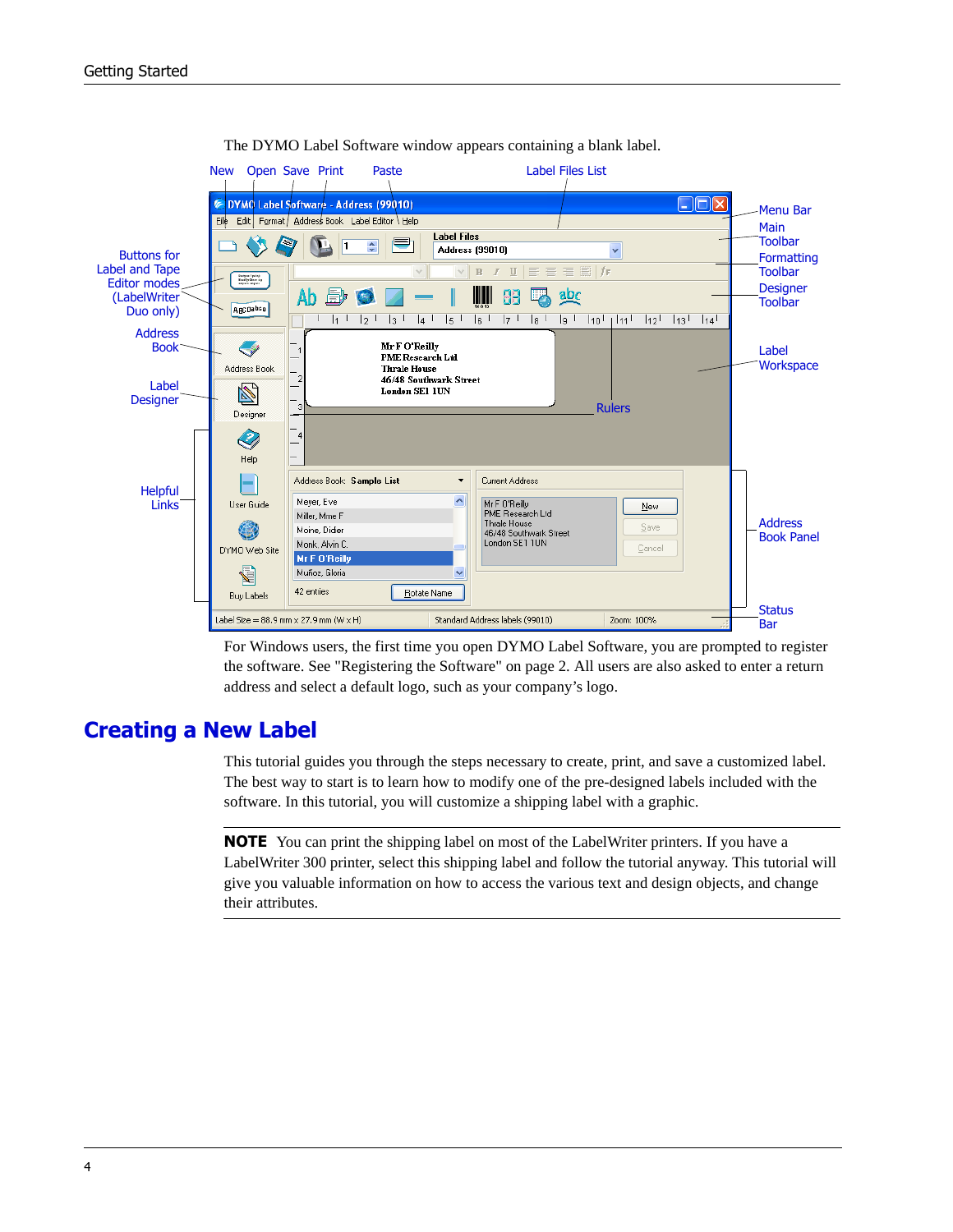The DYMO Label Software window appears containing a blank label.

For Windows users, the first time you open DYMO Label Software, you are prompted to register the software. See "Registering the Software" on page 2. All users are also asked to enter a return address and select a default logo, such as your company's logo.

## Creating a New Label

This tutorial guides you through the steps necessary to create, print, and save a customized label. The best way to start is to learn how to modify one of the pre-designed labels included with the software. In this tutorial, you will customize a shipping label with a graphic.

**NOTE** You can print the shipping label on most of the LabelWriter printers. If you have a LabelWriter 300 printer, select this shipping label and follow the tutorial anyway. This tutorial will give you valuable information on how to access the various text and design objects, and change their attributes.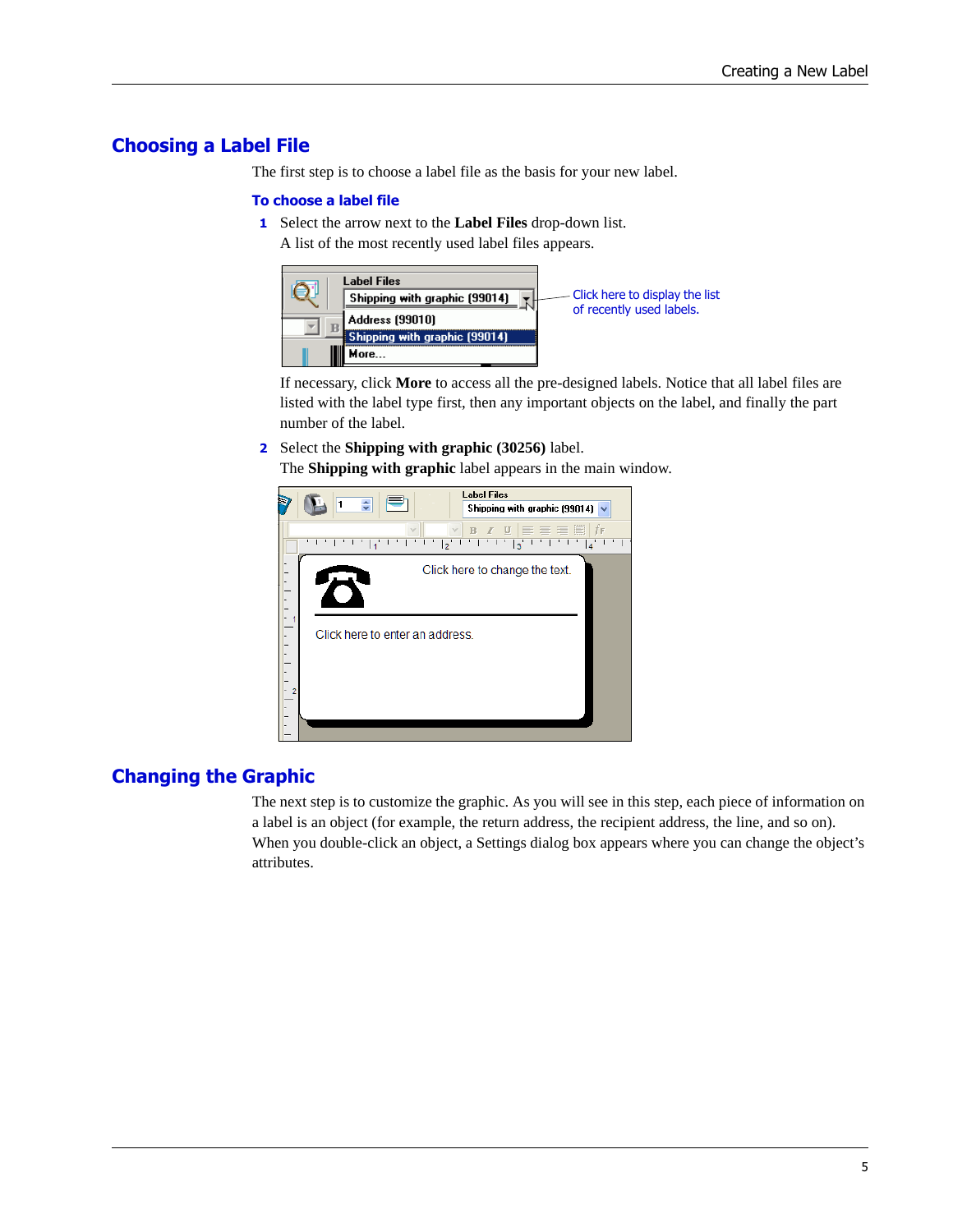## Choosing a Label File

The first step is to choose a label file as the basis for your new label.

### To choose a label file

1. Select the arrow next to the **Label Files** drop-down list.

   A list of the most recently used label files appears.

   Click here to display the list of recently used labels.

   If necessary, click **More** to access all the pre-designed labels. Notice that all label files are listed with the label type first, then any important objects on the label, and finally the part number of the label.

2. Select the **Shipping with graphic (30256)** label.

   The **Shipping with graphic** label appears in the main window.

## Changing the Graphic

The next step is to customize the graphic. As you will see in this step, each piece of information on a label is an object (for example, the return address, the recipient address, the line, and so on). When you double-click an object, a Settings dialog box appears where you can change the object's attributes.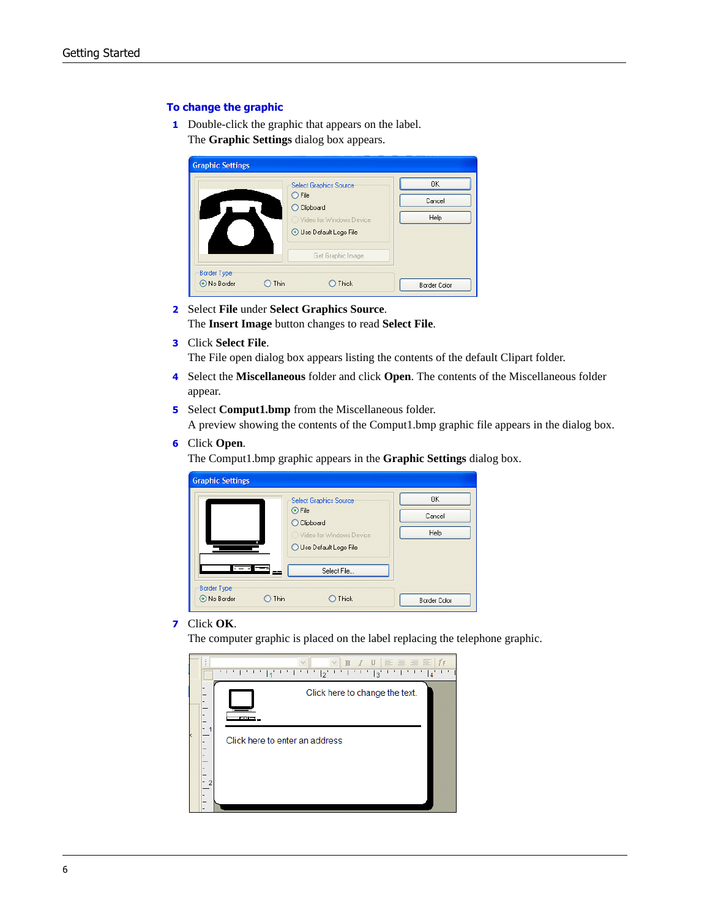### To change the graphic

1. Double-click the graphic that appears on the label.
   The **Graphic Settings** dialog box appears.

2. Select **File** under **Select Graphics Source**.
   The **Insert Image** button changes to read **Select File**.

3. Click **Select File**.
   The File open dialog box appears listing the contents of the default Clipart folder.

4. Select the **Miscellaneous** folder and click **Open**. The contents of the Miscellaneous folder appear.

5. Select **Comput1.bmp** from the Miscellaneous folder.
   A preview showing the contents of the Comput1.bmp graphic file appears in the dialog box.

6. Click **Open**.
   The Comput1.bmp graphic appears in the **Graphic Settings** dialog box.

7. Click **OK**.
   The computer graphic is placed on the label replacing the telephone graphic.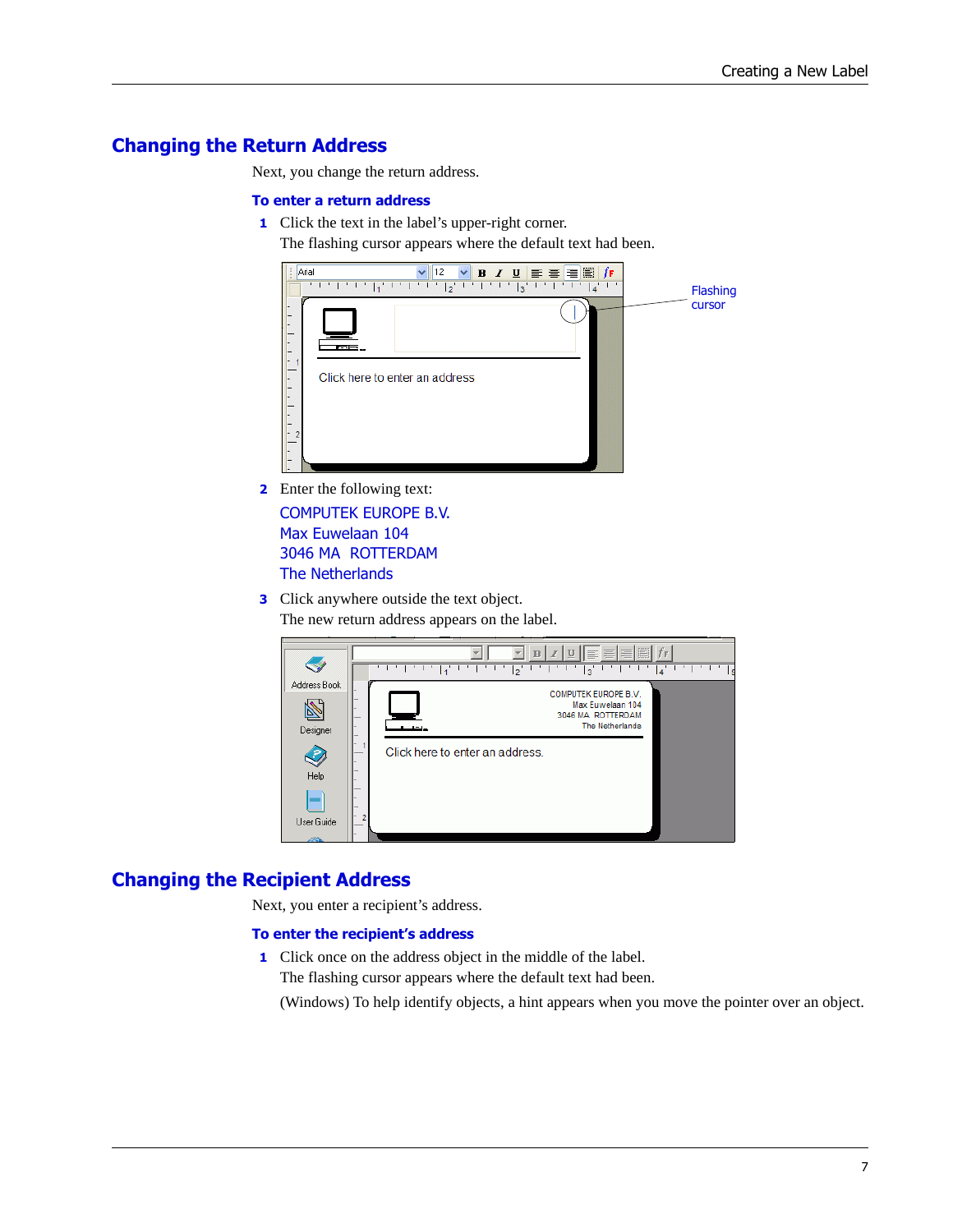## Changing the Return Address

Next, you change the return address.

### To enter a return address

1. Click the text in the label's upper-right corner.

   The flashing cursor appears where the default text had been.

2. Enter the following text:

   COMPUTEK EUROPE B.V.
   Max Euwelaan 104
   3046 MA ROTTERDAM
   The Netherlands

3. Click anywhere outside the text object.

   The new return address appears on the label.

## Changing the Recipient Address

Next, you enter a recipient's address.

### To enter the recipient's address

1. Click once on the address object in the middle of the label.

   The flashing cursor appears where the default text had been.

   (Windows) To help identify objects, a hint appears when you move the pointer over an object.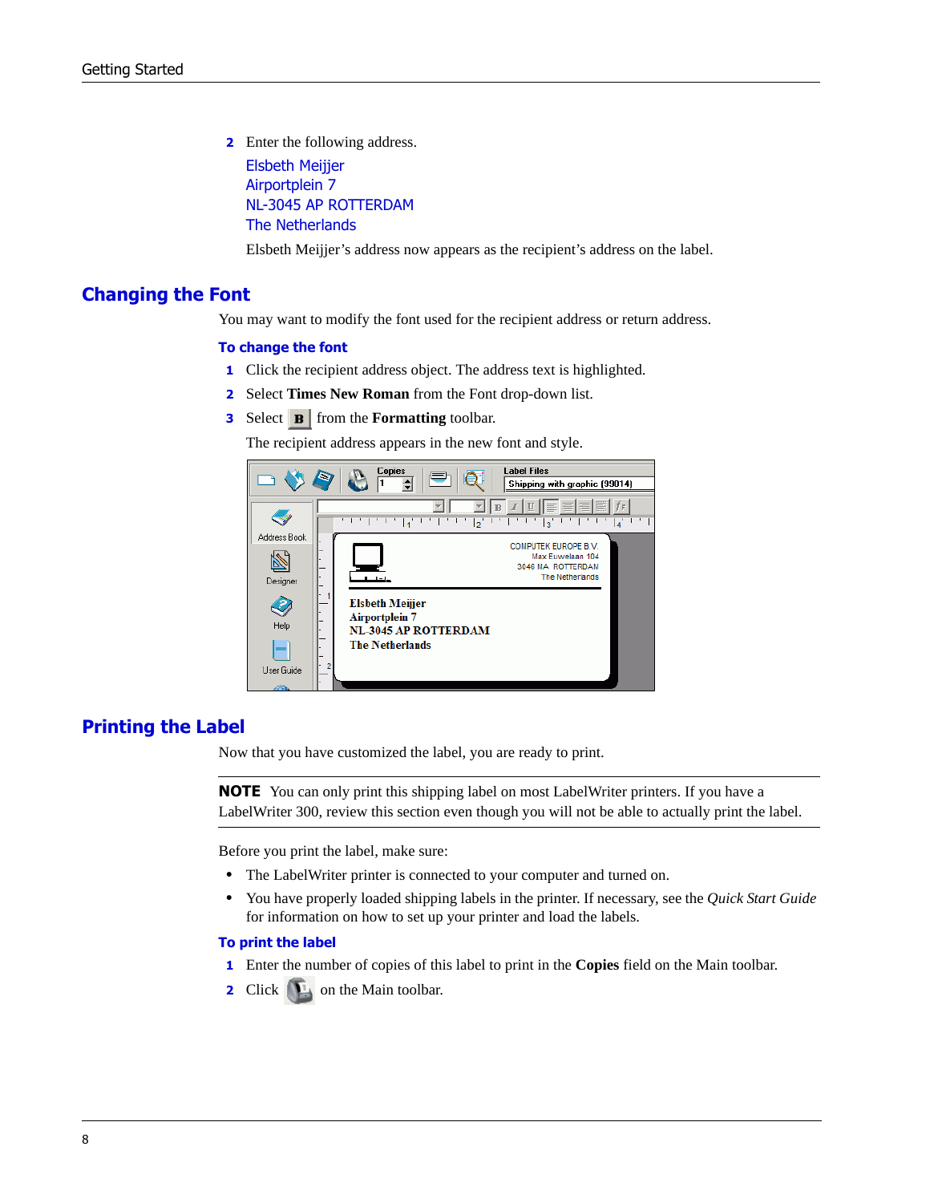2 Enter the following address.

Elsbeth Meijjer
Airportplein 7
NL-3045 AP ROTTERDAM
The Netherlands

Elsbeth Meijjer's address now appears as the recipient's address on the label.

## Changing the Font

You may want to modify the font used for the recipient address or return address.

### To change the font

1. Click the recipient address object. The address text is highlighted.
2. Select **Times New Roman** from the Font drop-down list.
3. Select **B** from the **Formatting** toolbar.

   The recipient address appears in the new font and style.

## Printing the Label

Now that you have customized the label, you are ready to print.

**NOTE** You can only print this shipping label on most LabelWriter printers. If you have a LabelWriter 300, review this section even though you will not be able to actually print the label.

Before you print the label, make sure:

- The LabelWriter printer is connected to your computer and turned on.
- You have properly loaded shipping labels in the printer. If necessary, see the *Quick Start Guide* for information on how to set up your printer and load the labels.

### To print the label

1. Enter the number of copies of this label to print in the **Copies** field on the Main toolbar.
2. Click on the Main toolbar.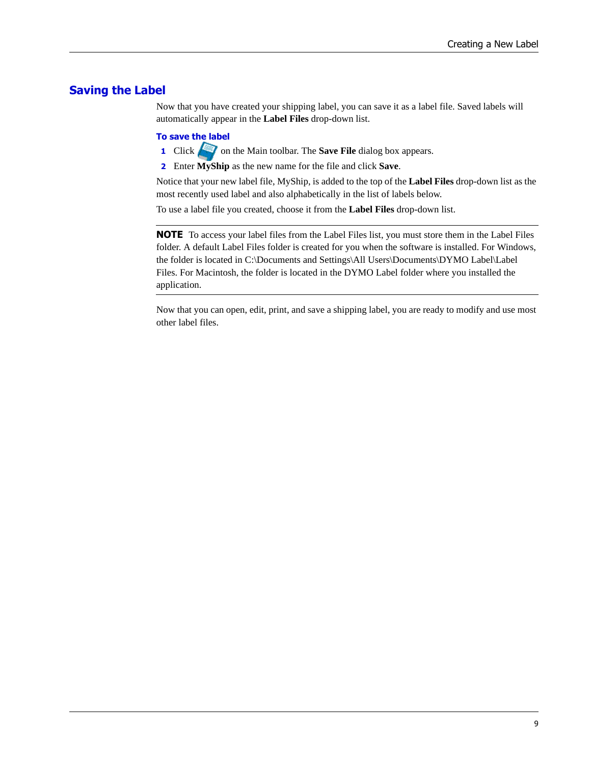## Saving the Label

Now that you have created your shipping label, you can save it as a label file. Saved labels will automatically appear in the **Label Files** drop-down list.

### To save the label

1. Click on the Main toolbar. The **Save File** dialog box appears.
2. Enter **MyShip** as the new name for the file and click **Save**.

Notice that your new label file, MyShip, is added to the top of the **Label Files** drop-down list as the most recently used label and also alphabetically in the list of labels below.

To use a label file you created, choose it from the **Label Files** drop-down list.

---

**NOTE** To access your label files from the Label Files list, you must store them in the Label Files folder. A default Label Files folder is created for you when the software is installed. For Windows, the folder is located in C:\Documents and Settings\All Users\Documents\DYMO Label\Label Files. For Macintosh, the folder is located in the DYMO Label folder where you installed the application.

---

Now that you can open, edit, print, and save a shipping label, you are ready to modify and use most other label files.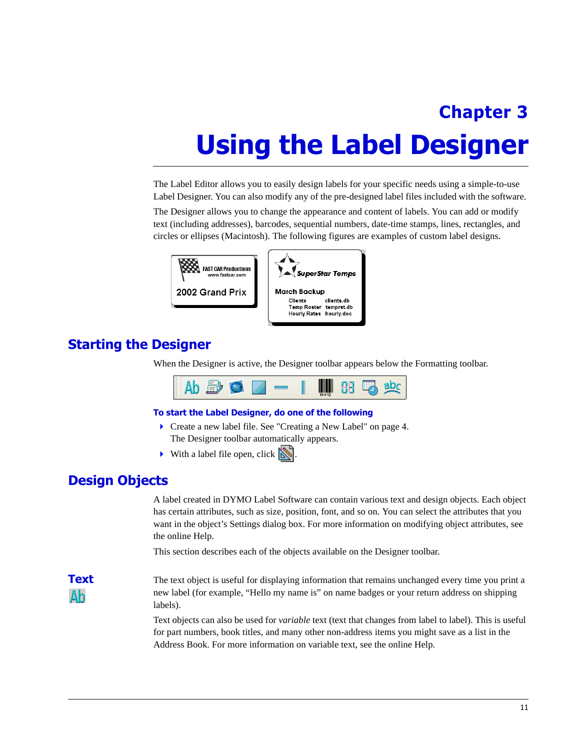# Chapter 3

# Using the Label Designer

The Label Editor allows you to easily design labels for your specific needs using a simple-to-use Label Designer. You can also modify any of the pre-designed label files included with the software.

The Designer allows you to change the appearance and content of labels. You can add or modify text (including addresses), barcodes, sequential numbers, date-time stamps, lines, rectangles, and circles or ellipses (Macintosh). The following figures are examples of custom label designs.

## Starting the Designer

When the Designer is active, the Designer toolbar appears below the Formatting toolbar.

### To start the Label Designer, do one of the following

- Create a new label file. See "Creating a New Label" on page 4. The Designer toolbar automatically appears.
- With a label file open, click .

## Design Objects

A label created in DYMO Label Software can contain various text and design objects. Each object has certain attributes, such as size, position, font, and so on. You can select the attributes that you want in the object's Settings dialog box. For more information on modifying object attributes, see the online Help.

This section describes each of the objects available on the Designer toolbar.

### Text

The text object is useful for displaying information that remains unchanged every time you print a new label (for example, "Hello my name is" on name badges or your return address on shipping labels).

Text objects can also be used for *variable* text (text that changes from label to label). This is useful for part numbers, book titles, and many other non-address items you might save as a list in the Address Book. For more information on variable text, see the online Help.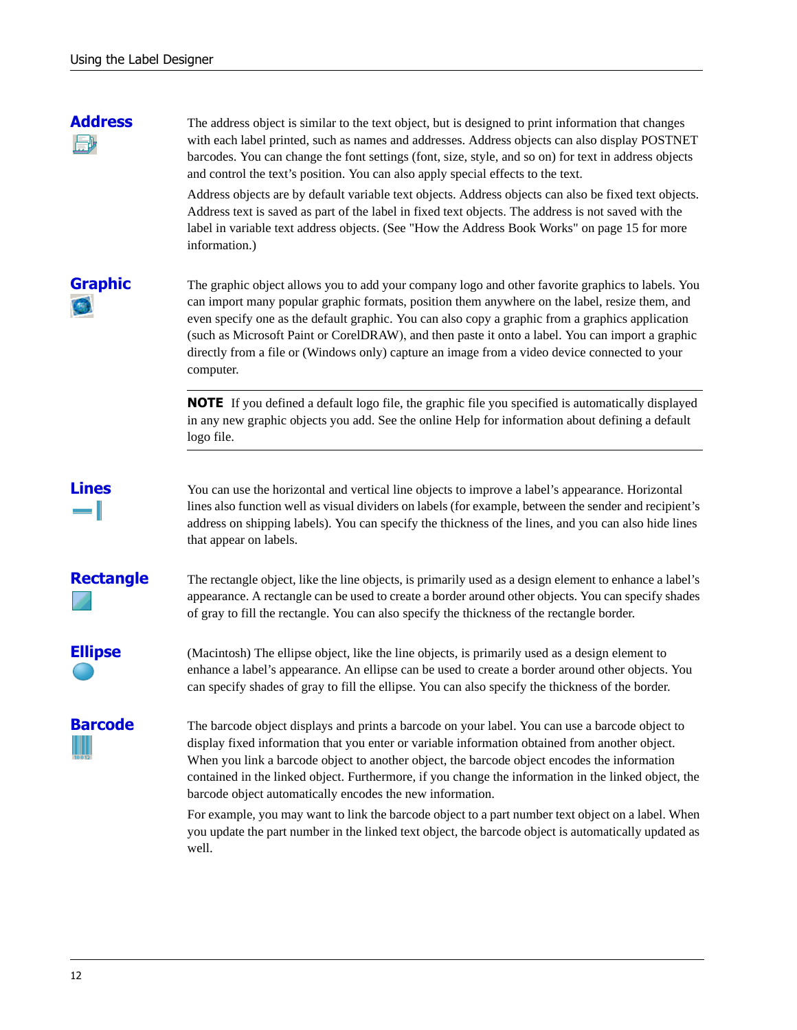### Address

The address object is similar to the text object, but is designed to print information that changes with each label printed, such as names and addresses. Address objects can also display POSTNET barcodes. You can change the font settings (font, size, style, and so on) for text in address objects and control the text's position. You can also apply special effects to the text.

Address objects are by default variable text objects. Address objects can also be fixed text objects. Address text is saved as part of the label in fixed text objects. The address is not saved with the label in variable text address objects. (See "How the Address Book Works" on page 15 for more information.)

### Graphic

The graphic object allows you to add your company logo and other favorite graphics to labels. You can import many popular graphic formats, position them anywhere on the label, resize them, and even specify one as the default graphic. You can also copy a graphic from a graphics application (such as Microsoft Paint or CorelDRAW), and then paste it onto a label. You can import a graphic directly from a file or (Windows only) capture an image from a video device connected to your computer.

---

**NOTE** If you defined a default logo file, the graphic file you specified is automatically displayed in any new graphic objects you add. See the online Help for information about defining a default logo file.

---

### Lines

You can use the horizontal and vertical line objects to improve a label's appearance. Horizontal lines also function well as visual dividers on labels (for example, between the sender and recipient's address on shipping labels). You can specify the thickness of the lines, and you can also hide lines that appear on labels.

### Rectangle

The rectangle object, like the line objects, is primarily used as a design element to enhance a label's appearance. A rectangle can be used to create a border around other objects. You can specify shades of gray to fill the rectangle. You can also specify the thickness of the rectangle border.

### Ellipse

(Macintosh) The ellipse object, like the line objects, is primarily used as a design element to enhance a label's appearance. An ellipse can be used to create a border around other objects. You can specify shades of gray to fill the ellipse. You can also specify the thickness of the border.

### Barcode

The barcode object displays and prints a barcode on your label. You can use a barcode object to display fixed information that you enter or variable information obtained from another object. When you link a barcode object to another object, the barcode object encodes the information contained in the linked object. Furthermore, if you change the information in the linked object, the barcode object automatically encodes the new information.

For example, you may want to link the barcode object to a part number text object on a label. When you update the part number in the linked text object, the barcode object is automatically updated as well.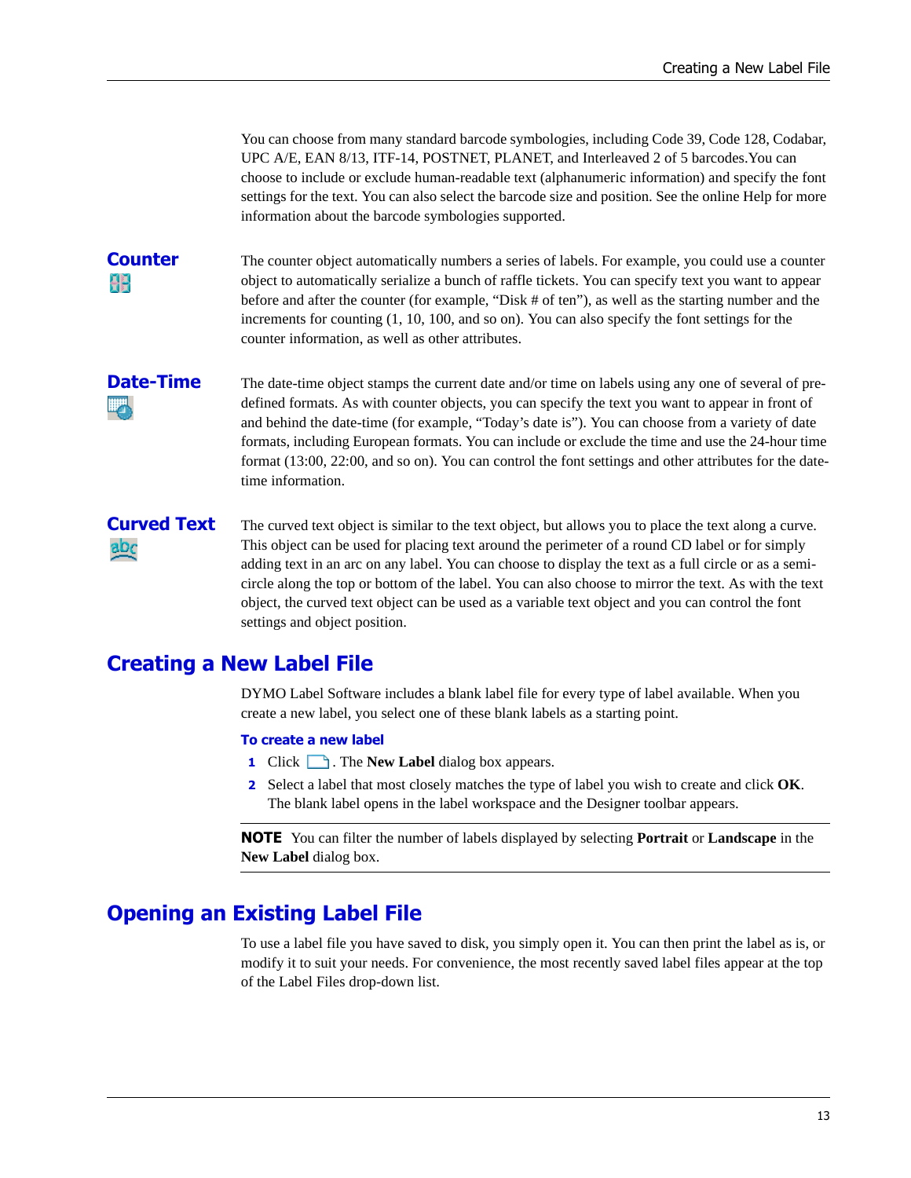You can choose from many standard barcode symbologies, including Code 39, Code 128, Codabar, UPC A/E, EAN 8/13, ITF-14, POSTNET, PLANET, and Interleaved 2 of 5 barcodes.You can choose to include or exclude human-readable text (alphanumeric information) and specify the font settings for the text. You can also select the barcode size and position. See the online Help for more information about the barcode symbologies supported.

### Counter

The counter object automatically numbers a series of labels. For example, you could use a counter object to automatically serialize a bunch of raffle tickets. You can specify text you want to appear before and after the counter (for example, "Disk # of ten"), as well as the starting number and the increments for counting (1, 10, 100, and so on). You can also specify the font settings for the counter information, as well as other attributes.

### Date-Time

The date-time object stamps the current date and/or time on labels using any one of several of pre-defined formats. As with counter objects, you can specify the text you want to appear in front of and behind the date-time (for example, "Today's date is"). You can choose from a variety of date formats, including European formats. You can include or exclude the time and use the 24-hour time format (13:00, 22:00, and so on). You can control the font settings and other attributes for the date-time information.

### Curved Text

The curved text object is similar to the text object, but allows you to place the text along a curve. This object can be used for placing text around the perimeter of a round CD label or for simply adding text in an arc on any label. You can choose to display the text as a full circle or as a semi-circle along the top or bottom of the label. You can also choose to mirror the text. As with the text object, the curved text object can be used as a variable text object and you can control the font settings and object position.

## Creating a New Label File

DYMO Label Software includes a blank label file for every type of label available. When you create a new label, you select one of these blank labels as a starting point.

**To create a new label**

1. Click . The **New Label** dialog box appears.
2. Select a label that most closely matches the type of label you wish to create and click **OK**. The blank label opens in the label workspace and the Designer toolbar appears.

**NOTE** You can filter the number of labels displayed by selecting **Portrait** or **Landscape** in the **New Label** dialog box.

## Opening an Existing Label File

To use a label file you have saved to disk, you simply open it. You can then print the label as is, or modify it to suit your needs. For convenience, the most recently saved label files appear at the top of the Label Files drop-down list.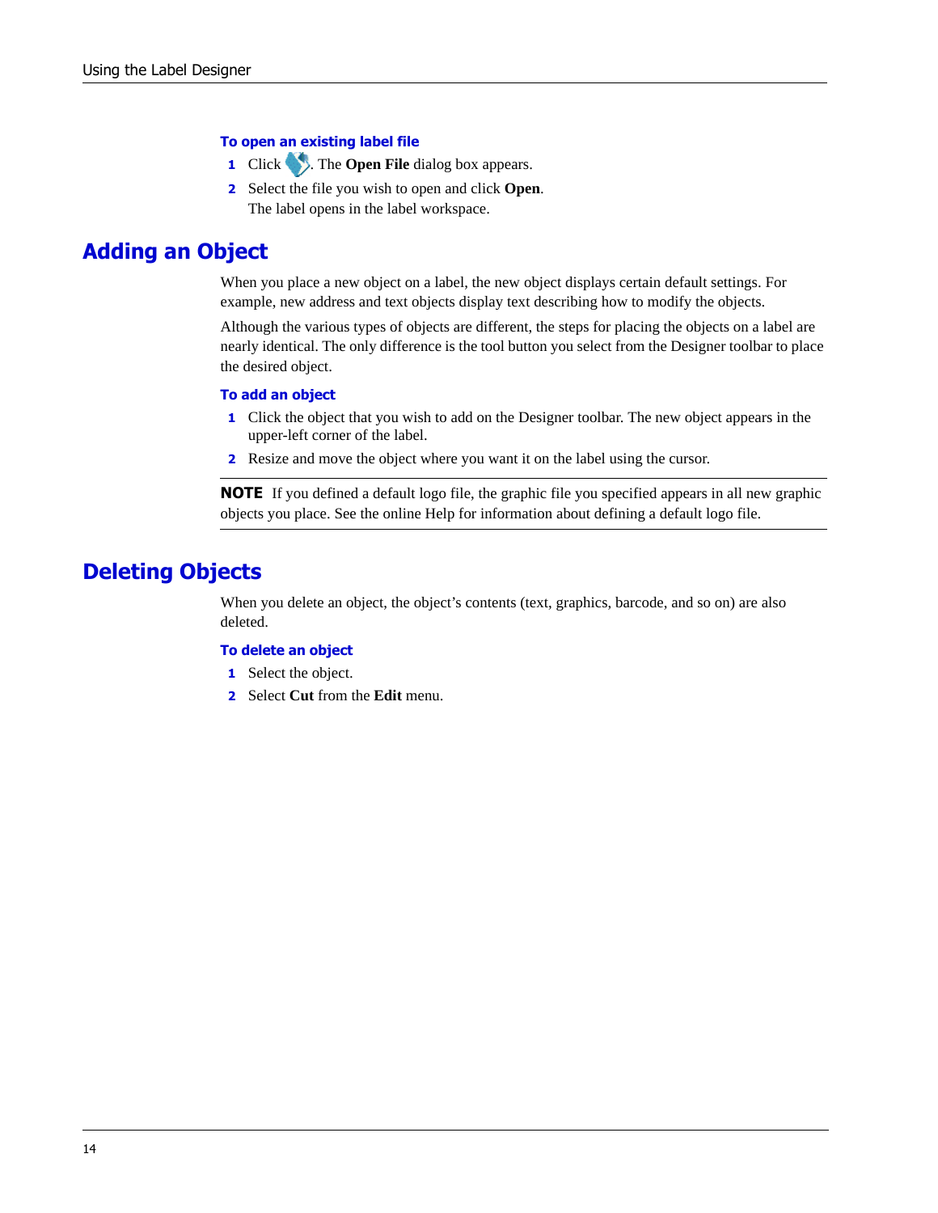**To open an existing label file**

1. Click . The **Open File** dialog box appears.
2. Select the file you wish to open and click **Open**.
   The label opens in the label workspace.

## Adding an Object

When you place a new object on a label, the new object displays certain default settings. For example, new address and text objects display text describing how to modify the objects.

Although the various types of objects are different, the steps for placing the objects on a label are nearly identical. The only difference is the tool button you select from the Designer toolbar to place the desired object.

**To add an object**

1. Click the object that you wish to add on the Designer toolbar. The new object appears in the upper-left corner of the label.
2. Resize and move the object where you want it on the label using the cursor.

**NOTE** If you defined a default logo file, the graphic file you specified appears in all new graphic objects you place. See the online Help for information about defining a default logo file.

## Deleting Objects

When you delete an object, the object's contents (text, graphics, barcode, and so on) are also deleted.

**To delete an object**

1. Select the object.
2. Select **Cut** from the **Edit** menu.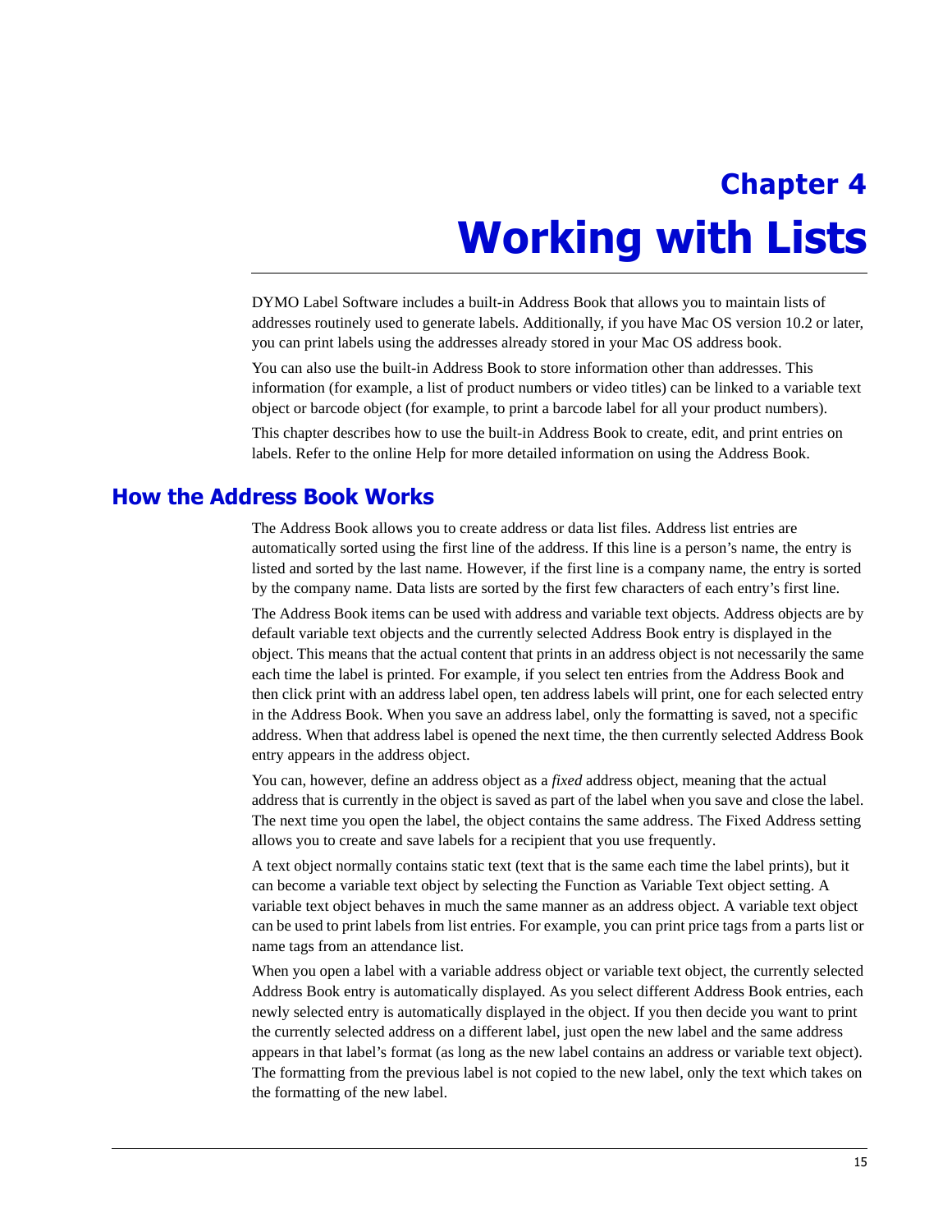# Chapter 4
# Working with Lists

DYMO Label Software includes a built-in Address Book that allows you to maintain lists of addresses routinely used to generate labels. Additionally, if you have Mac OS version 10.2 or later, you can print labels using the addresses already stored in your Mac OS address book.

You can also use the built-in Address Book to store information other than addresses. This information (for example, a list of product numbers or video titles) can be linked to a variable text object or barcode object (for example, to print a barcode label for all your product numbers).

This chapter describes how to use the built-in Address Book to create, edit, and print entries on labels. Refer to the online Help for more detailed information on using the Address Book.

## How the Address Book Works

The Address Book allows you to create address or data list files. Address list entries are automatically sorted using the first line of the address. If this line is a person's name, the entry is listed and sorted by the last name. However, if the first line is a company name, the entry is sorted by the company name. Data lists are sorted by the first few characters of each entry's first line.

The Address Book items can be used with address and variable text objects. Address objects are by default variable text objects and the currently selected Address Book entry is displayed in the object. This means that the actual content that prints in an address object is not necessarily the same each time the label is printed. For example, if you select ten entries from the Address Book and then click print with an address label open, ten address labels will print, one for each selected entry in the Address Book. When you save an address label, only the formatting is saved, not a specific address. When that address label is opened the next time, the then currently selected Address Book entry appears in the address object.

You can, however, define an address object as a *fixed* address object, meaning that the actual address that is currently in the object is saved as part of the label when you save and close the label. The next time you open the label, the object contains the same address. The Fixed Address setting allows you to create and save labels for a recipient that you use frequently.

A text object normally contains static text (text that is the same each time the label prints), but it can become a variable text object by selecting the Function as Variable Text object setting. A variable text object behaves in much the same manner as an address object. A variable text object can be used to print labels from list entries. For example, you can print price tags from a parts list or name tags from an attendance list.

When you open a label with a variable address object or variable text object, the currently selected Address Book entry is automatically displayed. As you select different Address Book entries, each newly selected entry is automatically displayed in the object. If you then decide you want to print the currently selected address on a different label, just open the new label and the same address appears in that label's format (as long as the new label contains an address or variable text object). The formatting from the previous label is not copied to the new label, only the text which takes on the formatting of the new label.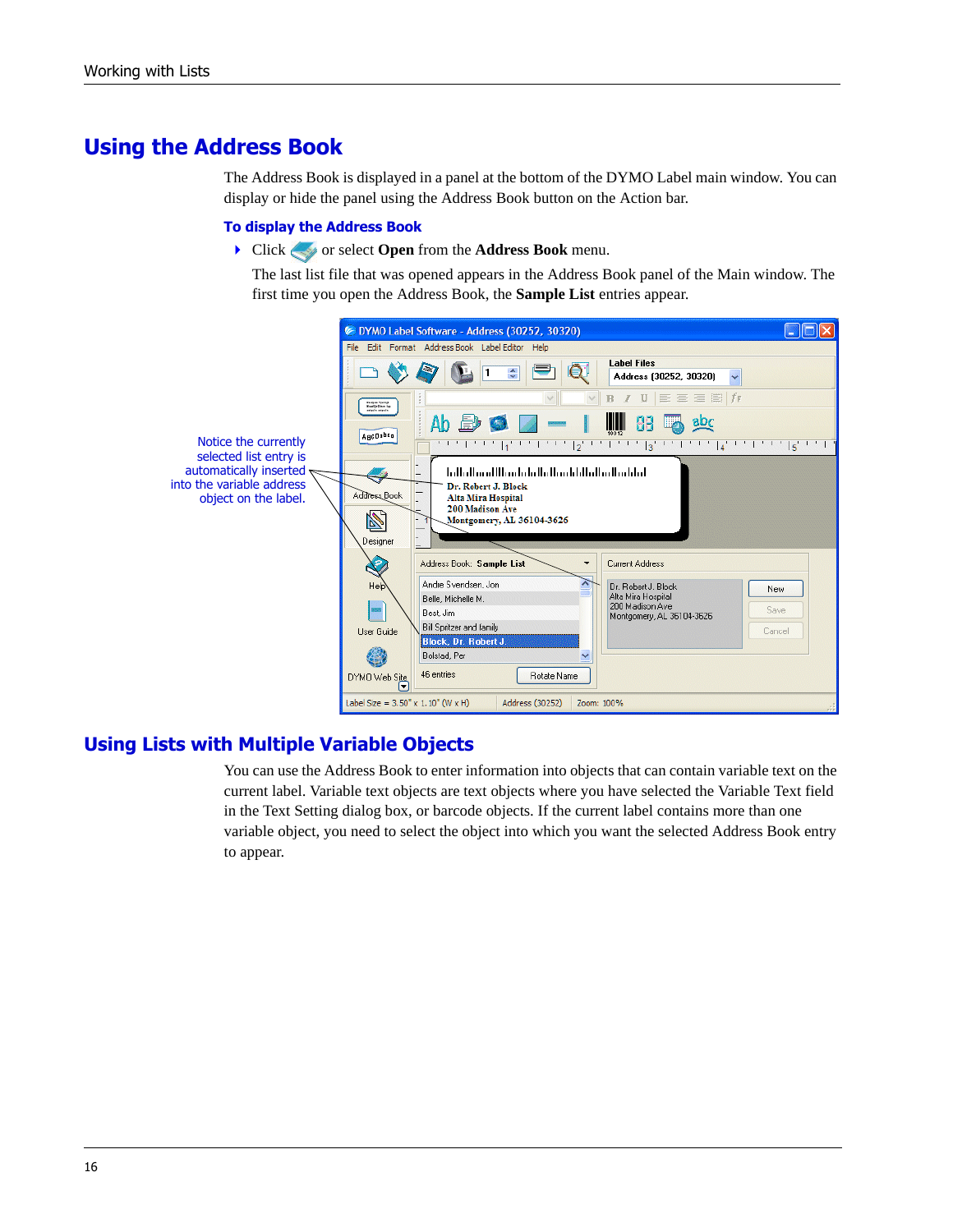## Using the Address Book

The Address Book is displayed in a panel at the bottom of the DYMO Label main window. You can display or hide the panel using the Address Book button on the Action bar.

### To display the Address Book

- Click or select **Open** from the **Address Book** menu.

  The last list file that was opened appears in the Address Book panel of the Main window. The first time you open the Address Book, the **Sample List** entries appear.

Notice the currently selected list entry is automatically inserted into the variable address object on the label.

## Using Lists with Multiple Variable Objects

You can use the Address Book to enter information into objects that can contain variable text on the current label. Variable text objects are text objects where you have selected the Variable Text field in the Text Setting dialog box, or barcode objects. If the current label contains more than one variable object, you need to select the object into which you want the selected Address Book entry to appear.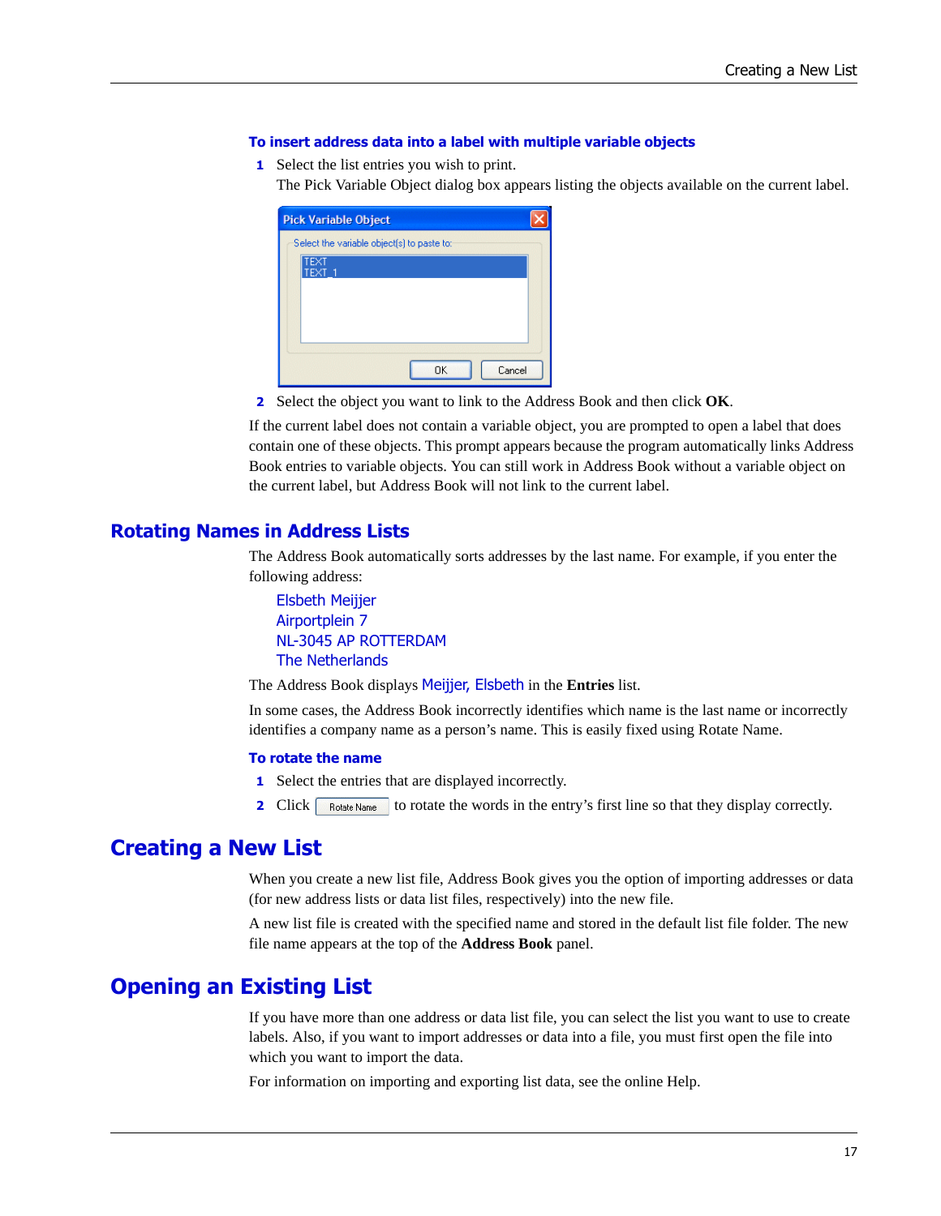#### To insert address data into a label with multiple variable objects

1. Select the list entries you wish to print.
   The Pick Variable Object dialog box appears listing the objects available on the current label.

2. Select the object you want to link to the Address Book and then click **OK**.

If the current label does not contain a variable object, you are prompted to open a label that does contain one of these objects. This prompt appears because the program automatically links Address Book entries to variable objects. You can still work in Address Book without a variable object on the current label, but Address Book will not link to the current label.

## Rotating Names in Address Lists

The Address Book automatically sorts addresses by the last name. For example, if you enter the following address:

Elsbeth Meijjer
Airportplein 7
NL-3045 AP ROTTERDAM
The Netherlands

The Address Book displays Meijjer, Elsbeth in the **Entries** list.

In some cases, the Address Book incorrectly identifies which name is the last name or incorrectly identifies a company name as a person's name. This is easily fixed using Rotate Name.

#### To rotate the name

1. Select the entries that are displayed incorrectly.
2. Click Rotate Name to rotate the words in the entry's first line so that they display correctly.

# Creating a New List

When you create a new list file, Address Book gives you the option of importing addresses or data (for new address lists or data list files, respectively) into the new file.

A new list file is created with the specified name and stored in the default list file folder. The new file name appears at the top of the **Address Book** panel.

# Opening an Existing List

If you have more than one address or data list file, you can select the list you want to use to create labels. Also, if you want to import addresses or data into a file, you must first open the file into which you want to import the data.

For information on importing and exporting list data, see the online Help.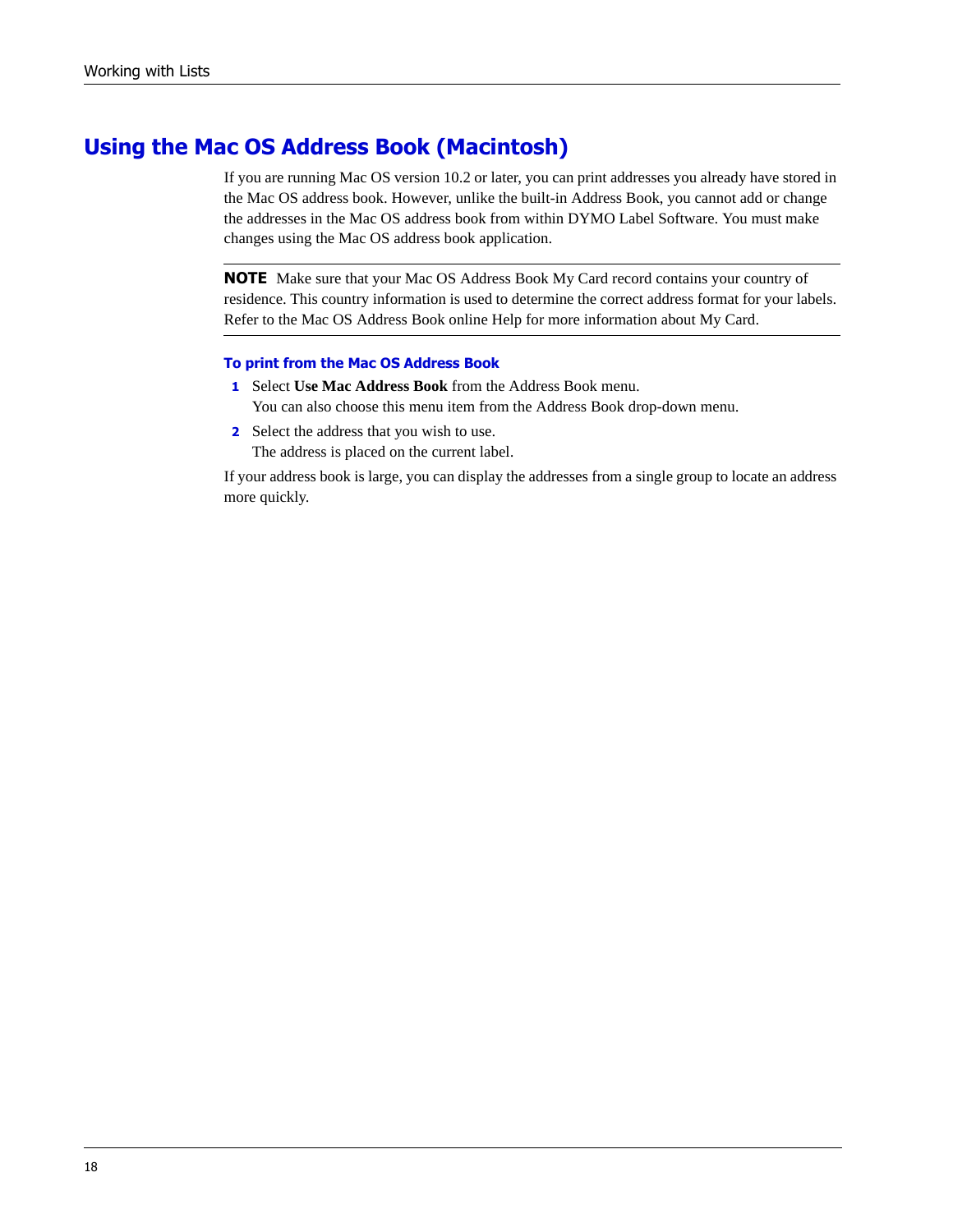## Using the Mac OS Address Book (Macintosh)

If you are running Mac OS version 10.2 or later, you can print addresses you already have stored in the Mac OS address book. However, unlike the built-in Address Book, you cannot add or change the addresses in the Mac OS address book from within DYMO Label Software. You must make changes using the Mac OS address book application.

**NOTE** Make sure that your Mac OS Address Book My Card record contains your country of residence. This country information is used to determine the correct address format for your labels. Refer to the Mac OS Address Book online Help for more information about My Card.

#### To print from the Mac OS Address Book

1. Select **Use Mac Address Book** from the Address Book menu.
   You can also choose this menu item from the Address Book drop-down menu.
2. Select the address that you wish to use.
   The address is placed on the current label.

If your address book is large, you can display the addresses from a single group to locate an address more quickly.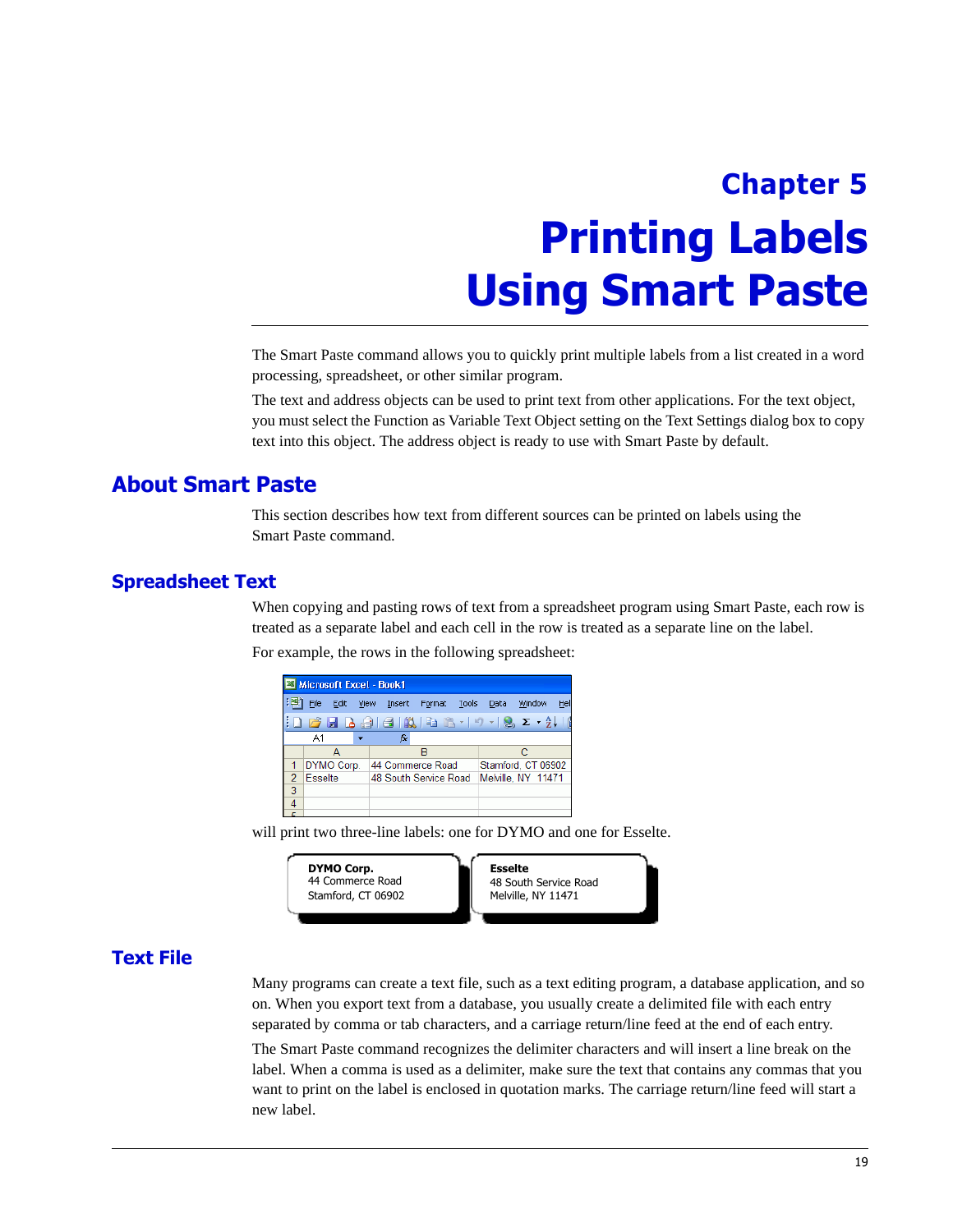# Chapter 5

# Printing Labels Using Smart Paste

The Smart Paste command allows you to quickly print multiple labels from a list created in a word processing, spreadsheet, or other similar program.

The text and address objects can be used to print text from other applications. For the text object, you must select the Function as Variable Text Object setting on the Text Settings dialog box to copy text into this object. The address object is ready to use with Smart Paste by default.

## About Smart Paste

This section describes how text from different sources can be printed on labels using the Smart Paste command.

## Spreadsheet Text

When copying and pasting rows of text from a spreadsheet program using Smart Paste, each row is treated as a separate label and each cell in the row is treated as a separate line on the label.

For example, the rows in the following spreadsheet:

| | A | B | C |
|---|---|---|---|
| 1 | DYMO Corp. | 44 Commerce Road | Stamford, CT 06902 |
| 2 | Esselte | 48 South Service Road | Melville, NY 11471 |
| 3 | | | |
| 4 | | | |

will print two three-line labels: one for DYMO and one for Esselte.

| **DYMO Corp.**<br>44 Commerce Road<br>Stamford, CT 06902 | **Esselte**<br>48 South Service Road<br>Melville, NY 11471 |
|---|---|

## Text File

Many programs can create a text file, such as a text editing program, a database application, and so on. When you export text from a database, you usually create a delimited file with each entry separated by comma or tab characters, and a carriage return/line feed at the end of each entry.

The Smart Paste command recognizes the delimiter characters and will insert a line break on the label. When a comma is used as a delimiter, make sure the text that contains any commas that you want to print on the label is enclosed in quotation marks. The carriage return/line feed will start a new label.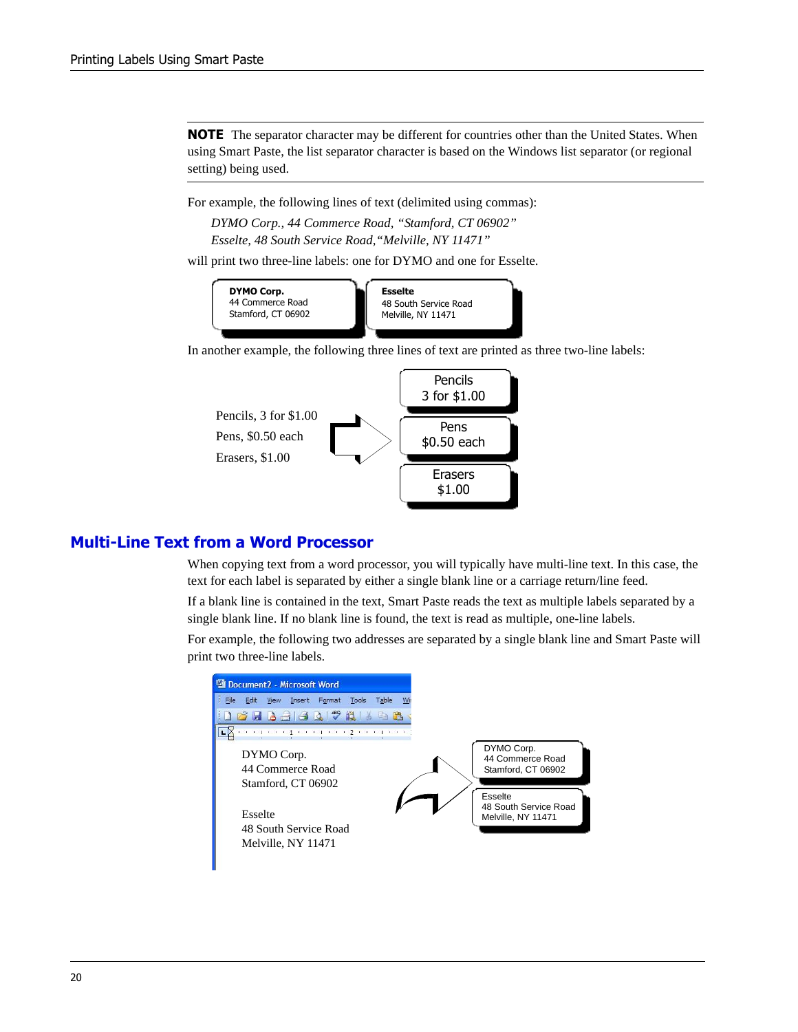**NOTE** The separator character may be different for countries other than the United States. When using Smart Paste, the list separator character is based on the Windows list separator (or regional setting) being used.

For example, the following lines of text (delimited using commas):

*DYMO Corp., 44 Commerce Road, "Stamford, CT 06902"*
*Esselte, 48 South Service Road,"Melville, NY 11471"*

will print two three-line labels: one for DYMO and one for Esselte.

In another example, the following three lines of text are printed as three two-line labels:

Pencils, 3 for $1.00
Pens, $0.50 each
Erasers, $1.00

## Multi-Line Text from a Word Processor

When copying text from a word processor, you will typically have multi-line text. In this case, the text for each label is separated by either a single blank line or a carriage return/line feed.

If a blank line is contained in the text, Smart Paste reads the text as multiple labels separated by a single blank line. If no blank line is found, the text is read as multiple, one-line labels.

For example, the following two addresses are separated by a single blank line and Smart Paste will print two three-line labels.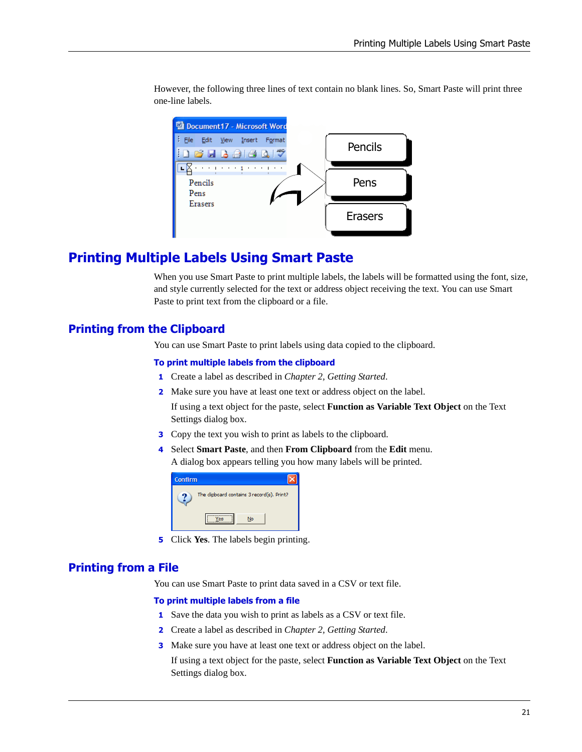However, the following three lines of text contain no blank lines. So, Smart Paste will print three one-line labels.

## Printing Multiple Labels Using Smart Paste

When you use Smart Paste to print multiple labels, the labels will be formatted using the font, size, and style currently selected for the text or address object receiving the text. You can use Smart Paste to print text from the clipboard or a file.

### Printing from the Clipboard

You can use Smart Paste to print labels using data copied to the clipboard.

#### To print multiple labels from the clipboard

1. Create a label as described in *Chapter 2, Getting Started*.
2. Make sure you have at least one text or address object on the label.

   If using a text object for the paste, select **Function as Variable Text Object** on the Text Settings dialog box.
3. Copy the text you wish to print as labels to the clipboard.
4. Select **Smart Paste**, and then **From Clipboard** from the **Edit** menu.
   A dialog box appears telling you how many labels will be printed.
5. Click **Yes**. The labels begin printing.

### Printing from a File

You can use Smart Paste to print data saved in a CSV or text file.

#### To print multiple labels from a file

1. Save the data you wish to print as labels as a CSV or text file.
2. Create a label as described in *Chapter 2, Getting Started*.
3. Make sure you have at least one text or address object on the label.

   If using a text object for the paste, select **Function as Variable Text Object** on the Text Settings dialog box.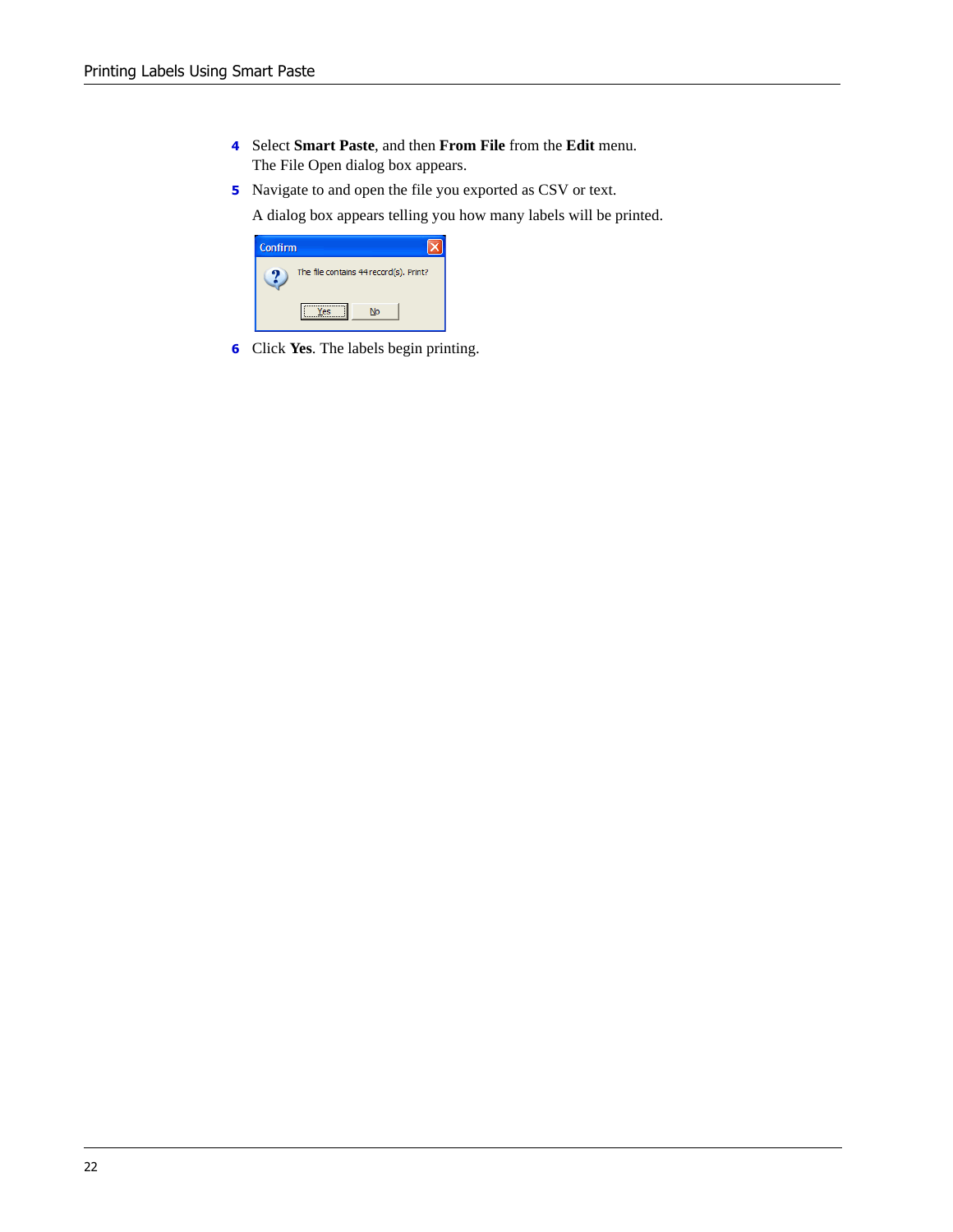4. Select **Smart Paste**, and then **From File** from the **Edit** menu. The File Open dialog box appears.
5. Navigate to and open the file you exported as CSV or text.

   A dialog box appears telling you how many labels will be printed.

6. Click **Yes**. The labels begin printing.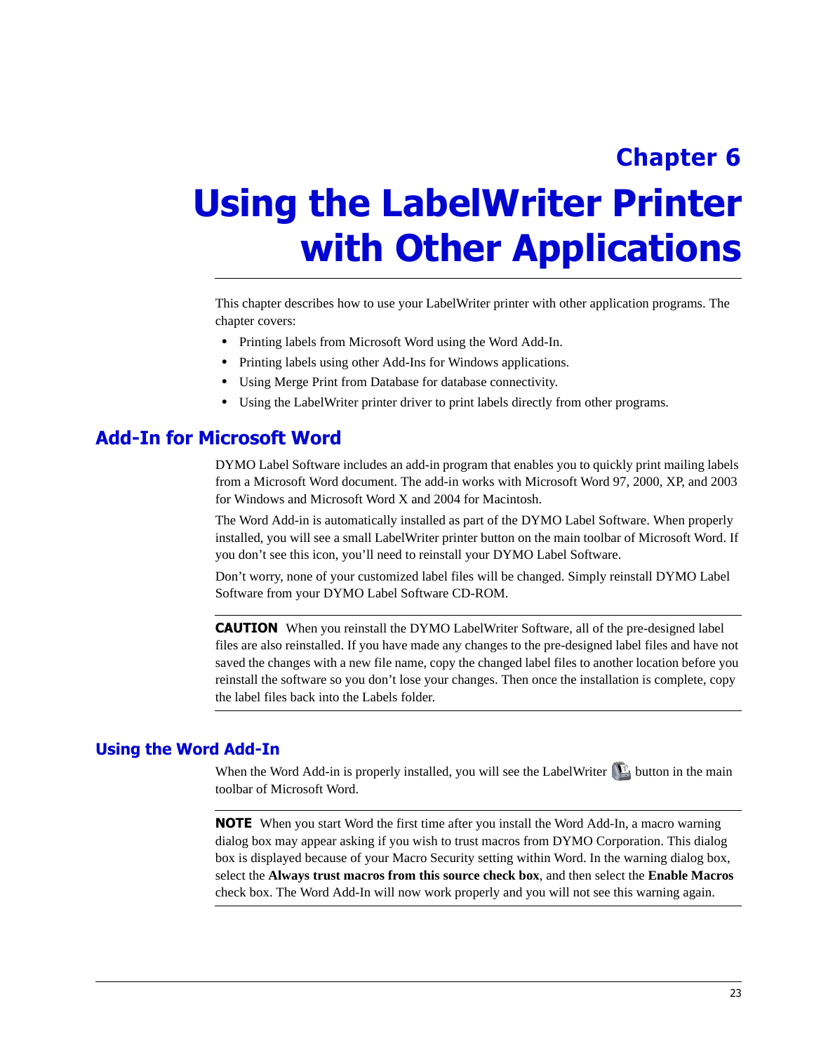# Chapter 6

# Using the LabelWriter Printer with Other Applications

This chapter describes how to use your LabelWriter printer with other application programs. The chapter covers:

- Printing labels from Microsoft Word using the Word Add-In.
- Printing labels using other Add-Ins for Windows applications.
- Using Merge Print from Database for database connectivity.
- Using the LabelWriter printer driver to print labels directly from other programs.

## Add-In for Microsoft Word

DYMO Label Software includes an add-in program that enables you to quickly print mailing labels from a Microsoft Word document. The add-in works with Microsoft Word 97, 2000, XP, and 2003 for Windows and Microsoft Word X and 2004 for Macintosh.

The Word Add-in is automatically installed as part of the DYMO Label Software. When properly installed, you will see a small LabelWriter printer button on the main toolbar of Microsoft Word. If you don't see this icon, you'll need to reinstall your DYMO Label Software.

Don't worry, none of your customized label files will be changed. Simply reinstall DYMO Label Software from your DYMO Label Software CD-ROM.

---

**CAUTION** When you reinstall the DYMO LabelWriter Software, all of the pre-designed label files are also reinstalled. If you have made any changes to the pre-designed label files and have not saved the changes with a new file name, copy the changed label files to another location before you reinstall the software so you don't lose your changes. Then once the installation is complete, copy the label files back into the Labels folder.

---

### Using the Word Add-In

When the Word Add-in is properly installed, you will see the LabelWriter button in the main toolbar of Microsoft Word.

---

**NOTE** When you start Word the first time after you install the Word Add-In, a macro warning dialog box may appear asking if you wish to trust macros from DYMO Corporation. This dialog box is displayed because of your Macro Security setting within Word. In the warning dialog box, select the **Always trust macros from this source check box**, and then select the **Enable Macros** check box. The Word Add-In will now work properly and you will not see this warning again.

---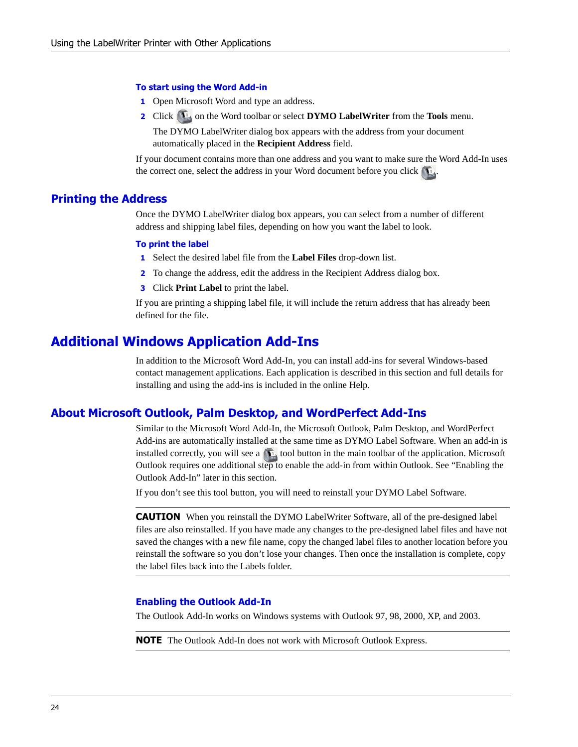#### To start using the Word Add-in

1. Open Microsoft Word and type an address.
2. Click on the Word toolbar or select **DYMO LabelWriter** from the **Tools** menu.

   The DYMO LabelWriter dialog box appears with the address from your document automatically placed in the **Recipient Address** field.

If your document contains more than one address and you want to make sure the Word Add-In uses the correct one, select the address in your Word document before you click .

## Printing the Address

Once the DYMO LabelWriter dialog box appears, you can select from a number of different address and shipping label files, depending on how you want the label to look.

#### To print the label

1. Select the desired label file from the **Label Files** drop-down list.
2. To change the address, edit the address in the Recipient Address dialog box.
3. Click **Print Label** to print the label.

If you are printing a shipping label file, it will include the return address that has already been defined for the file.

# Additional Windows Application Add-Ins

In addition to the Microsoft Word Add-In, you can install add-ins for several Windows-based contact management applications. Each application is described in this section and full details for installing and using the add-ins is included in the online Help.

## About Microsoft Outlook, Palm Desktop, and WordPerfect Add-Ins

Similar to the Microsoft Word Add-In, the Microsoft Outlook, Palm Desktop, and WordPerfect Add-ins are automatically installed at the same time as DYMO Label Software. When an add-in is installed correctly, you will see a tool button in the main toolbar of the application. Microsoft Outlook requires one additional step to enable the add-in from within Outlook. See “Enabling the Outlook Add-In” later in this section.

If you don’t see this tool button, you will need to reinstall your DYMO Label Software.

**CAUTION** When you reinstall the DYMO LabelWriter Software, all of the pre-designed label files are also reinstalled. If you have made any changes to the pre-designed label files and have not saved the changes with a new file name, copy the changed label files to another location before you reinstall the software so you don’t lose your changes. Then once the installation is complete, copy the label files back into the Labels folder.

#### Enabling the Outlook Add-In

The Outlook Add-In works on Windows systems with Outlook 97, 98, 2000, XP, and 2003.

**NOTE** The Outlook Add-In does not work with Microsoft Outlook Express.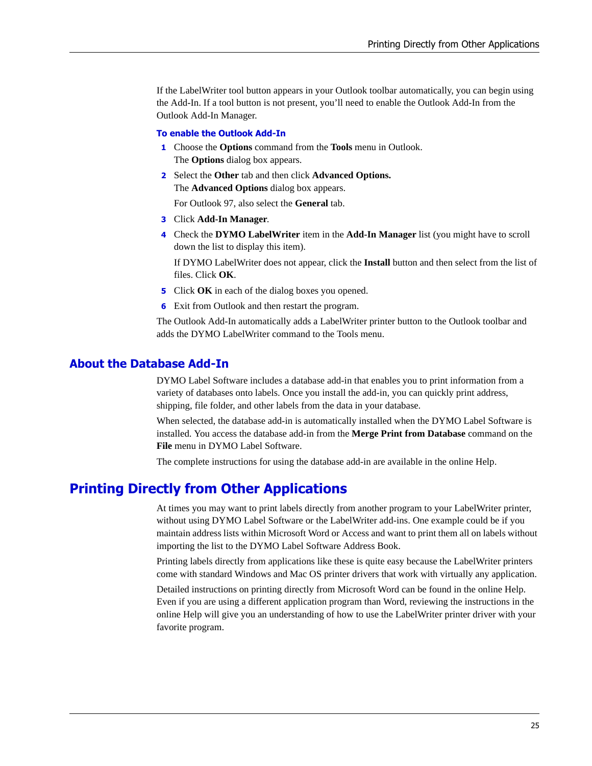If the LabelWriter tool button appears in your Outlook toolbar automatically, you can begin using the Add-In. If a tool button is not present, you'll need to enable the Outlook Add-In from the Outlook Add-In Manager.

#### To enable the Outlook Add-In

1. Choose the **Options** command from the **Tools** menu in Outlook.
   The **Options** dialog box appears.
2. Select the **Other** tab and then click **Advanced Options.**
   The **Advanced Options** dialog box appears.

   For Outlook 97, also select the **General** tab.
3. Click **Add-In Manager**.
4. Check the **DYMO LabelWriter** item in the **Add-In Manager** list (you might have to scroll down the list to display this item).

   If DYMO LabelWriter does not appear, click the **Install** button and then select from the list of files. Click **OK**.
5. Click **OK** in each of the dialog boxes you opened.
6. Exit from Outlook and then restart the program.

The Outlook Add-In automatically adds a LabelWriter printer button to the Outlook toolbar and adds the DYMO LabelWriter command to the Tools menu.

### About the Database Add-In

DYMO Label Software includes a database add-in that enables you to print information from a variety of databases onto labels. Once you install the add-in, you can quickly print address, shipping, file folder, and other labels from the data in your database.

When selected, the database add-in is automatically installed when the DYMO Label Software is installed. You access the database add-in from the **Merge Print from Database** command on the **File** menu in DYMO Label Software.

The complete instructions for using the database add-in are available in the online Help.

## Printing Directly from Other Applications

At times you may want to print labels directly from another program to your LabelWriter printer, without using DYMO Label Software or the LabelWriter add-ins. One example could be if you maintain address lists within Microsoft Word or Access and want to print them all on labels without importing the list to the DYMO Label Software Address Book.

Printing labels directly from applications like these is quite easy because the LabelWriter printers come with standard Windows and Mac OS printer drivers that work with virtually any application.

Detailed instructions on printing directly from Microsoft Word can be found in the online Help. Even if you are using a different application program than Word, reviewing the instructions in the online Help will give you an understanding of how to use the LabelWriter printer driver with your favorite program.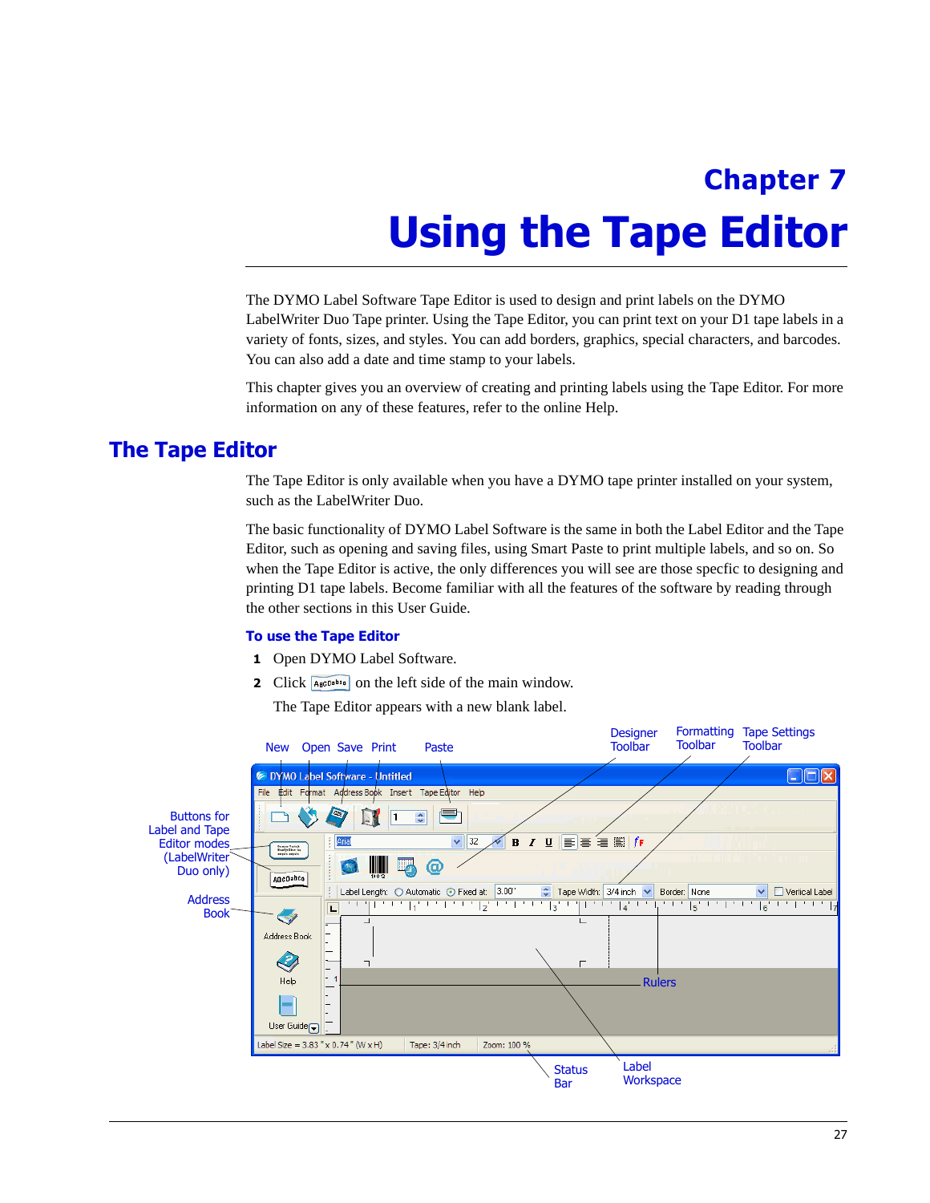# Chapter 7

# Using the Tape Editor

The DYMO Label Software Tape Editor is used to design and print labels on the DYMO LabelWriter Duo Tape printer. Using the Tape Editor, you can print text on your D1 tape labels in a variety of fonts, sizes, and styles. You can add borders, graphics, special characters, and barcodes. You can also add a date and time stamp to your labels.

This chapter gives you an overview of creating and printing labels using the Tape Editor. For more information on any of these features, refer to the online Help.

## The Tape Editor

The Tape Editor is only available when you have a DYMO tape printer installed on your system, such as the LabelWriter Duo.

The basic functionality of DYMO Label Software is the same in both the Label Editor and the Tape Editor, such as opening and saving files, using Smart Paste to print multiple labels, and so on. So when the Tape Editor is active, the only differences you will see are those specfic to designing and printing D1 tape labels. Become familiar with all the features of the software by reading through the other sections in this User Guide.

### To use the Tape Editor

1. Open DYMO Label Software.
2. Click [AagCcabbo] on the left side of the main window.

   The Tape Editor appears with a new blank label.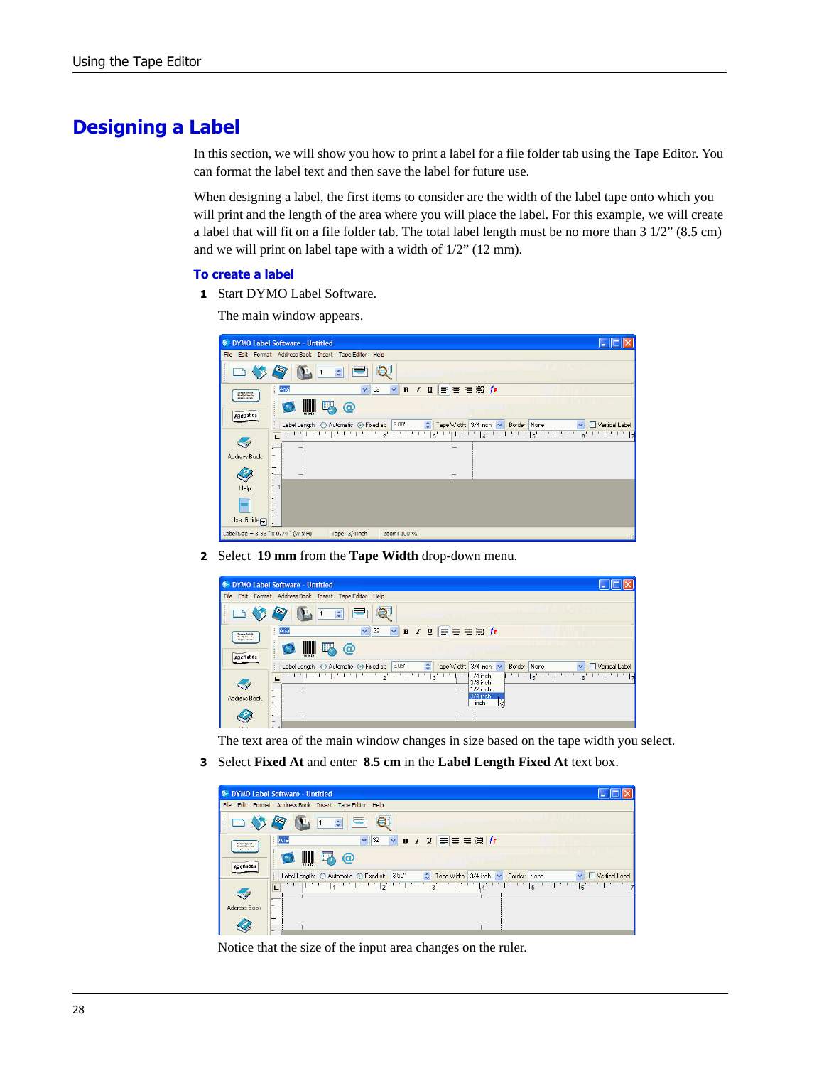# Designing a Label

In this section, we will show you how to print a label for a file folder tab using the Tape Editor. You can format the label text and then save the label for future use.

When designing a label, the first items to consider are the width of the label tape onto which you will print and the length of the area where you will place the label. For this example, we will create a label that will fit on a file folder tab. The total label length must be no more than 3 1/2" (8.5 cm) and we will print on label tape with a width of 1/2" (12 mm).

### To create a label

1 Start DYMO Label Software.

The main window appears.

2 Select **19 mm** from the **Tape Width** drop-down menu.

The text area of the main window changes in size based on the tape width you select.

3 Select **Fixed At** and enter **8.5 cm** in the **Label Length Fixed At** text box.

Notice that the size of the input area changes on the ruler.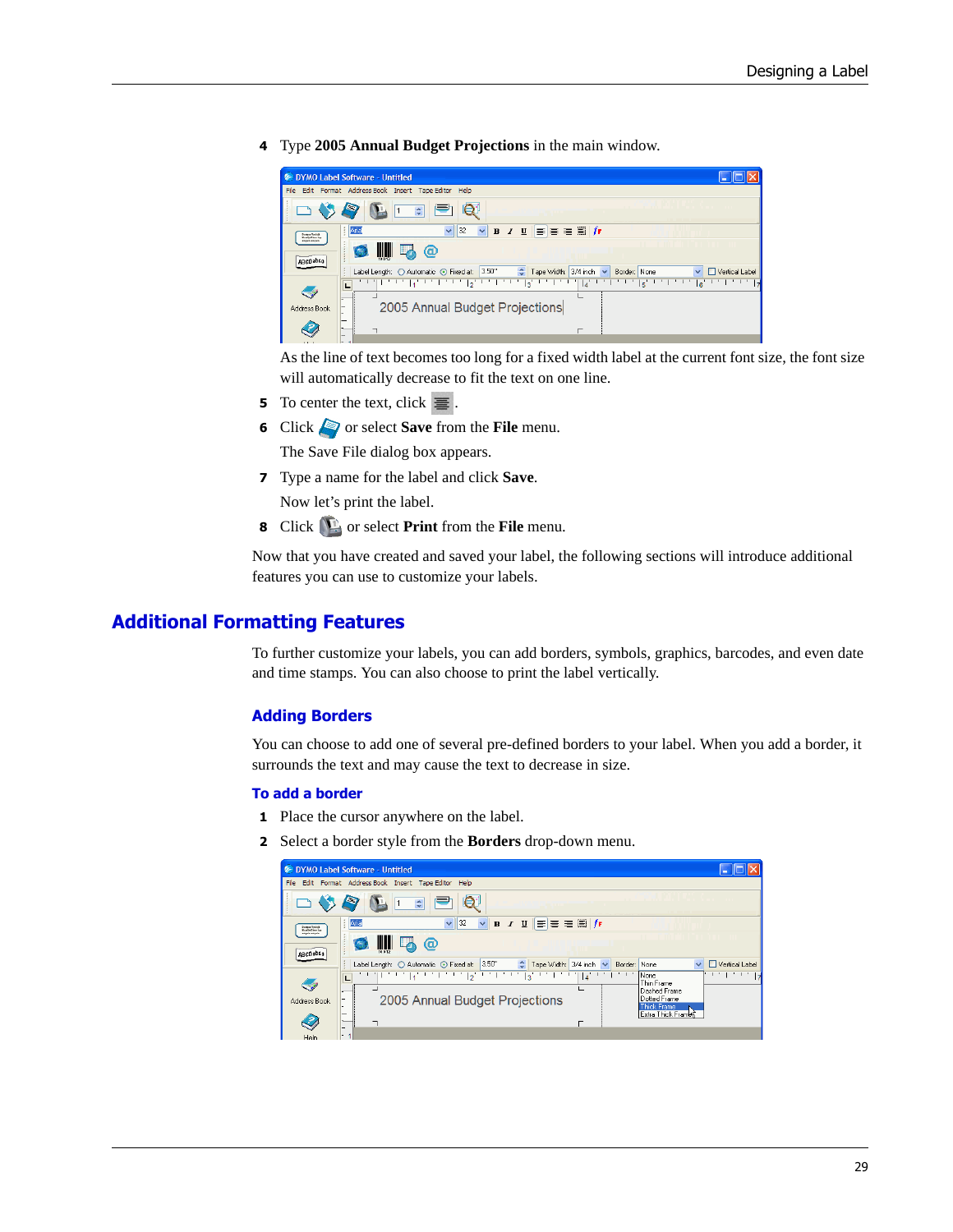4 Type **2005 Annual Budget Projections** in the main window.

As the line of text becomes too long for a fixed width label at the current font size, the font size will automatically decrease to fit the text on one line.

5 To center the text, click .

6 Click or select **Save** from the **File** menu.

The Save File dialog box appears.

7 Type a name for the label and click **Save**.

Now let's print the label.

8 Click or select **Print** from the **File** menu.

Now that you have created and saved your label, the following sections will introduce additional features you can use to customize your labels.

## Additional Formatting Features

To further customize your labels, you can add borders, symbols, graphics, barcodes, and even date and time stamps. You can also choose to print the label vertically.

### Adding Borders

You can choose to add one of several pre-defined borders to your label. When you add a border, it surrounds the text and may cause the text to decrease in size.

#### To add a border

1 Place the cursor anywhere on the label.

2 Select a border style from the **Borders** drop-down menu.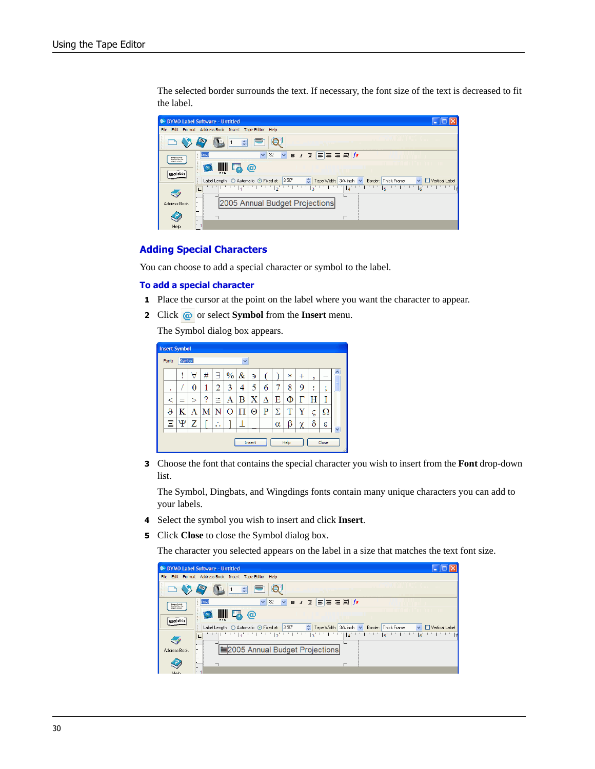The selected border surrounds the text. If necessary, the font size of the text is decreased to fit the label.

## Adding Special Characters

You can choose to add a special character or symbol to the label.

### To add a special character

1. Place the cursor at the point on the label where you want the character to appear.
2. Click @ or select **Symbol** from the **Insert** menu.

   The Symbol dialog box appears.

3. Choose the font that contains the special character you wish to insert from the **Font** drop-down list.

   The Symbol, Dingbats, and Wingdings fonts contain many unique characters you can add to your labels.

4. Select the symbol you wish to insert and click **Insert**.
5. Click **Close** to close the Symbol dialog box.

   The character you selected appears on the label in a size that matches the text font size.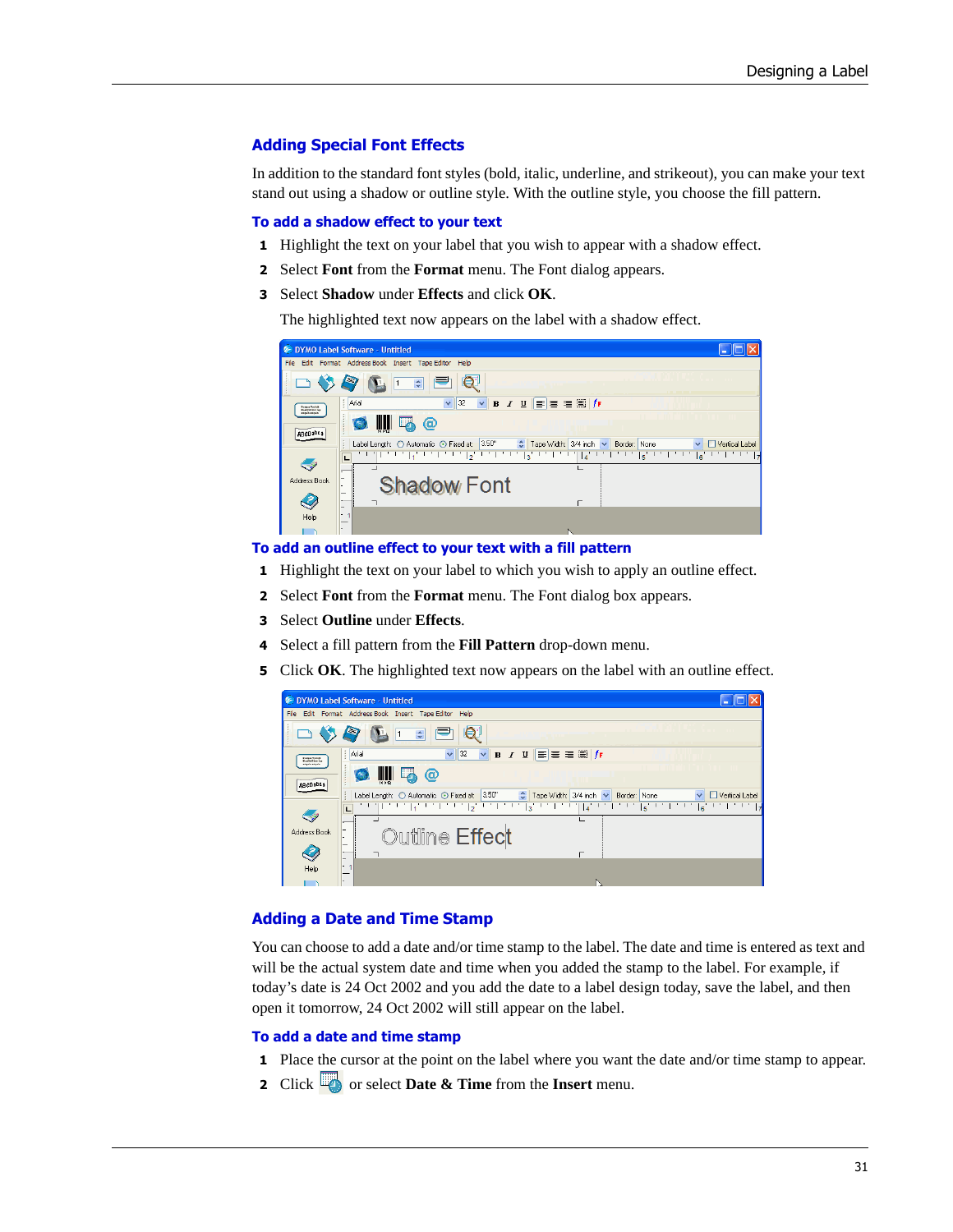## Adding Special Font Effects

In addition to the standard font styles (bold, italic, underline, and strikeout), you can make your text stand out using a shadow or outline style. With the outline style, you choose the fill pattern.

### To add a shadow effect to your text

1. Highlight the text on your label that you wish to appear with a shadow effect.
2. Select **Font** from the **Format** menu. The Font dialog appears.
3. Select **Shadow** under **Effects** and click **OK**.

   The highlighted text now appears on the label with a shadow effect.

### To add an outline effect to your text with a fill pattern

1. Highlight the text on your label to which you wish to apply an outline effect.
2. Select **Font** from the **Format** menu. The Font dialog box appears.
3. Select **Outline** under **Effects**.
4. Select a fill pattern from the **Fill Pattern** drop-down menu.
5. Click **OK**. The highlighted text now appears on the label with an outline effect.

## Adding a Date and Time Stamp

You can choose to add a date and/or time stamp to the label. The date and time is entered as text and will be the actual system date and time when you added the stamp to the label. For example, if today's date is 24 Oct 2002 and you add the date to a label design today, save the label, and then open it tomorrow, 24 Oct 2002 will still appear on the label.

### To add a date and time stamp

1. Place the cursor at the point on the label where you want the date and/or time stamp to appear.
2. Click or select **Date & Time** from the **Insert** menu.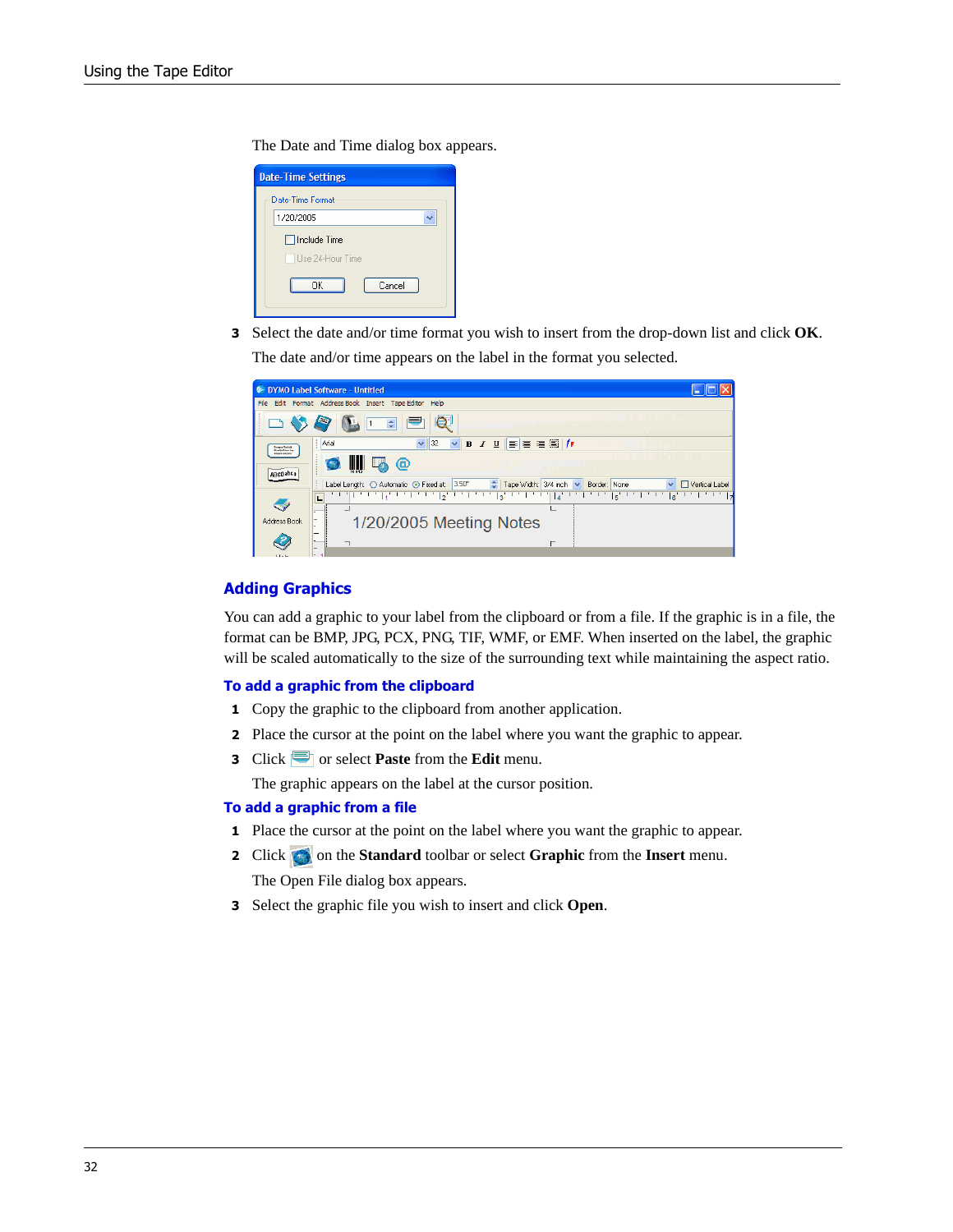The Date and Time dialog box appears.

3 Select the date and/or time format you wish to insert from the drop-down list and click **OK**.

   The date and/or time appears on the label in the format you selected.

## Adding Graphics

You can add a graphic to your label from the clipboard or from a file. If the graphic is in a file, the format can be BMP, JPG, PCX, PNG, TIF, WMF, or EMF. When inserted on the label, the graphic will be scaled automatically to the size of the surrounding text while maintaining the aspect ratio.

### To add a graphic from the clipboard

1. Copy the graphic to the clipboard from another application.
2. Place the cursor at the point on the label where you want the graphic to appear.
3. Click or select **Paste** from the **Edit** menu.

   The graphic appears on the label at the cursor position.

### To add a graphic from a file

1. Place the cursor at the point on the label where you want the graphic to appear.
2. Click on the **Standard** toolbar or select **Graphic** from the **Insert** menu.

   The Open File dialog box appears.
3. Select the graphic file you wish to insert and click **Open**.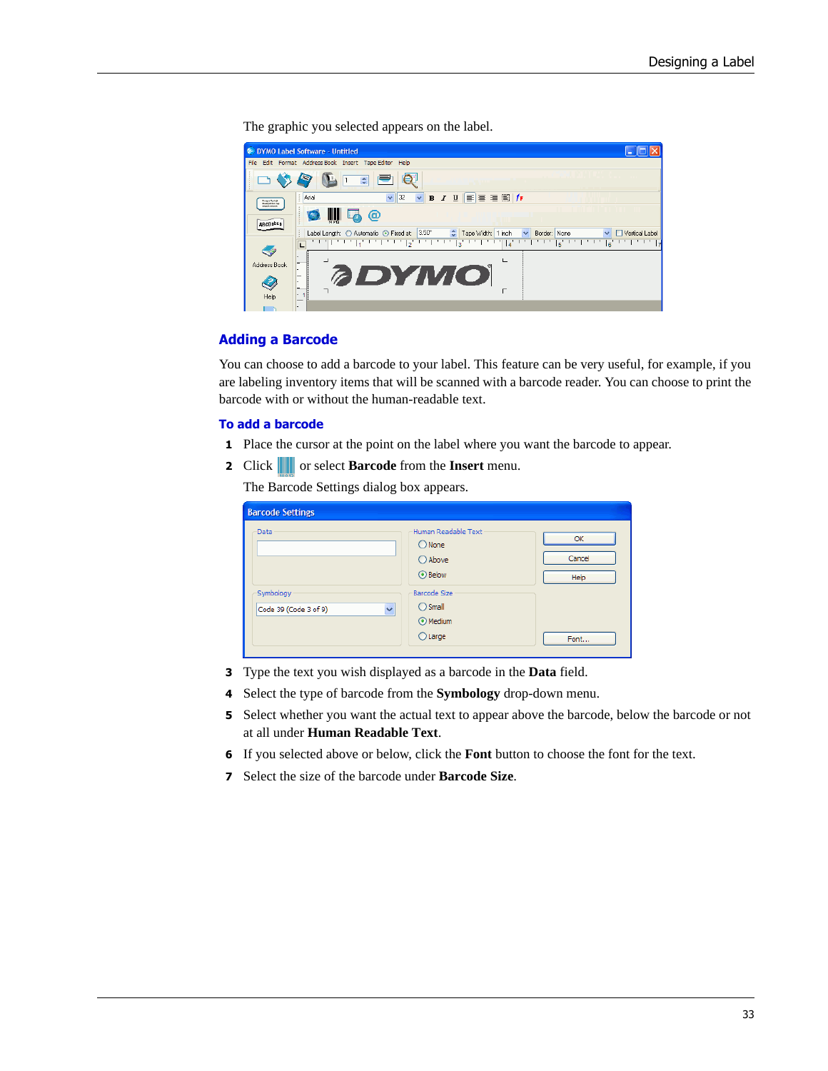The graphic you selected appears on the label.

## Adding a Barcode

You can choose to add a barcode to your label. This feature can be very useful, for example, if you are labeling inventory items that will be scanned with a barcode reader. You can choose to print the barcode with or without the human-readable text.

### To add a barcode

1. Place the cursor at the point on the label where you want the barcode to appear.
2. Click or select **Barcode** from the **Insert** menu.

   The Barcode Settings dialog box appears.

3. Type the text you wish displayed as a barcode in the **Data** field.
4. Select the type of barcode from the **Symbology** drop-down menu.
5. Select whether you want the actual text to appear above the barcode, below the barcode or not at all under **Human Readable Text**.
6. If you selected above or below, click the **Font** button to choose the font for the text.
7. Select the size of the barcode under **Barcode Size**.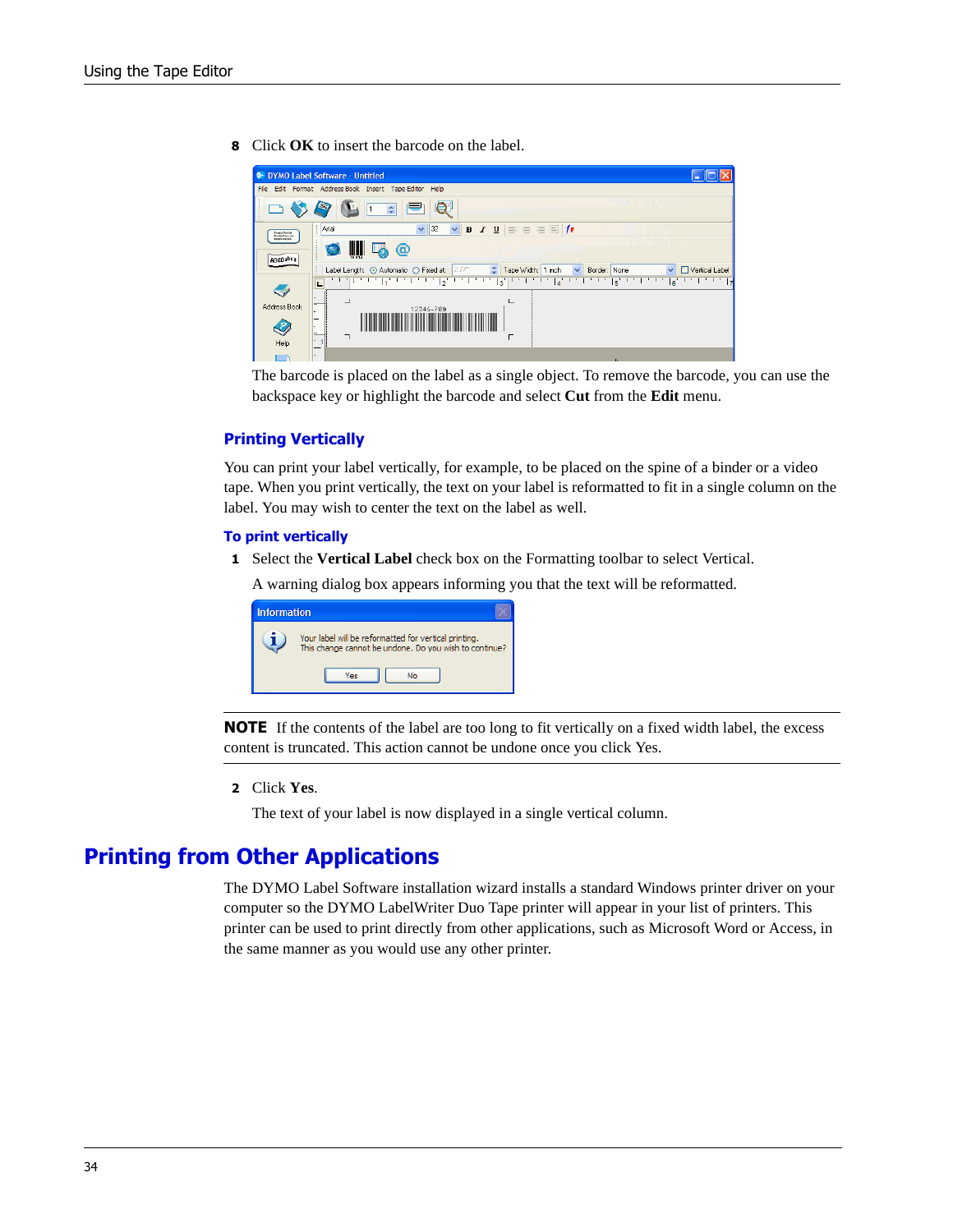8 Click **OK** to insert the barcode on the label.

The barcode is placed on the label as a single object. To remove the barcode, you can use the backspace key or highlight the barcode and select **Cut** from the **Edit** menu.

### Printing Vertically

You can print your label vertically, for example, to be placed on the spine of a binder or a video tape. When you print vertically, the text on your label is reformatted to fit in a single column on the label. You may wish to center the text on the label as well.

#### To print vertically

1 Select the **Vertical Label** check box on the Formatting toolbar to select Vertical.

A warning dialog box appears informing you that the text will be reformatted.

**NOTE** If the contents of the label are too long to fit vertically on a fixed width label, the excess content is truncated. This action cannot be undone once you click Yes.

2 Click **Yes**.

The text of your label is now displayed in a single vertical column.

## Printing from Other Applications

The DYMO Label Software installation wizard installs a standard Windows printer driver on your computer so the DYMO LabelWriter Duo Tape printer will appear in your list of printers. This printer can be used to print directly from other applications, such as Microsoft Word or Access, in the same manner as you would use any other printer.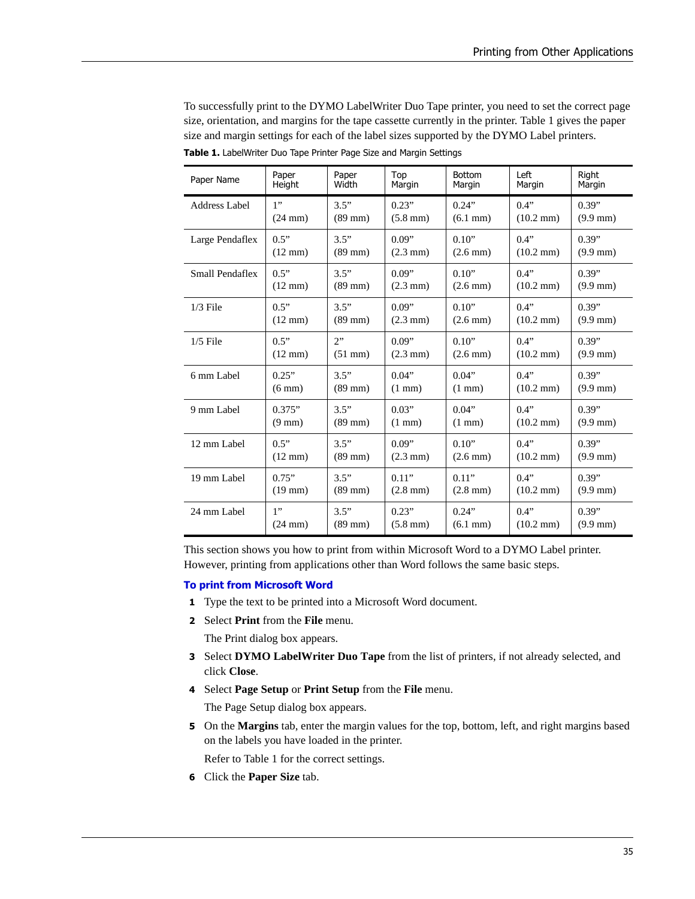To successfully print to the DYMO LabelWriter Duo Tape printer, you need to set the correct page size, orientation, and margins for the tape cassette currently in the printer. Table 1 gives the paper size and margin settings for each of the label sizes supported by the DYMO Label printers.

**Table 1.** LabelWriter Duo Tape Printer Page Size and Margin Settings

| Paper Name | Paper Height | Paper Width | Top Margin | Bottom Margin | Left Margin | Right Margin |
|---|---|---|---|---|---|---|
| Address Label | 1" (24 mm) | 3.5" (89 mm) | 0.23" (5.8 mm) | 0.24" (6.1 mm) | 0.4" (10.2 mm) | 0.39" (9.9 mm) |
| Large Pendaflex | 0.5" (12 mm) | 3.5" (89 mm) | 0.09" (2.3 mm) | 0.10" (2.6 mm) | 0.4" (10.2 mm) | 0.39" (9.9 mm) |
| Small Pendaflex | 0.5" (12 mm) | 3.5" (89 mm) | 0.09" (2.3 mm) | 0.10" (2.6 mm) | 0.4" (10.2 mm) | 0.39" (9.9 mm) |
| 1/3 File | 0.5" (12 mm) | 3.5" (89 mm) | 0.09" (2.3 mm) | 0.10" (2.6 mm) | 0.4" (10.2 mm) | 0.39" (9.9 mm) |
| 1/5 File | 0.5" (12 mm) | 2" (51 mm) | 0.09" (2.3 mm) | 0.10" (2.6 mm) | 0.4" (10.2 mm) | 0.39" (9.9 mm) |
| 6 mm Label | 0.25" (6 mm) | 3.5" (89 mm) | 0.04" (1 mm) | 0.04" (1 mm) | 0.4" (10.2 mm) | 0.39" (9.9 mm) |
| 9 mm Label | 0.375" (9 mm) | 3.5" (89 mm) | 0.03" (1 mm) | 0.04" (1 mm) | 0.4" (10.2 mm) | 0.39" (9.9 mm) |
| 12 mm Label | 0.5" (12 mm) | 3.5" (89 mm) | 0.09" (2.3 mm) | 0.10" (2.6 mm) | 0.4" (10.2 mm) | 0.39" (9.9 mm) |
| 19 mm Label | 0.75" (19 mm) | 3.5" (89 mm) | 0.11" (2.8 mm) | 0.11" (2.8 mm) | 0.4" (10.2 mm) | 0.39" (9.9 mm) |
| 24 mm Label | 1" (24 mm) | 3.5" (89 mm) | 0.23" (5.8 mm) | 0.24" (6.1 mm) | 0.4" (10.2 mm) | 0.39" (9.9 mm) |

This section shows you how to print from within Microsoft Word to a DYMO Label printer. However, printing from applications other than Word follows the same basic steps.

### To print from Microsoft Word

1. Type the text to be printed into a Microsoft Word document.
2. Select **Print** from the **File** menu.

   The Print dialog box appears.
3. Select **DYMO LabelWriter Duo Tape** from the list of printers, if not already selected, and click **Close**.
4. Select **Page Setup** or **Print Setup** from the **File** menu.

   The Page Setup dialog box appears.
5. On the **Margins** tab, enter the margin values for the top, bottom, left, and right margins based on the labels you have loaded in the printer.

   Refer to Table 1 for the correct settings.
6. Click the **Paper Size** tab.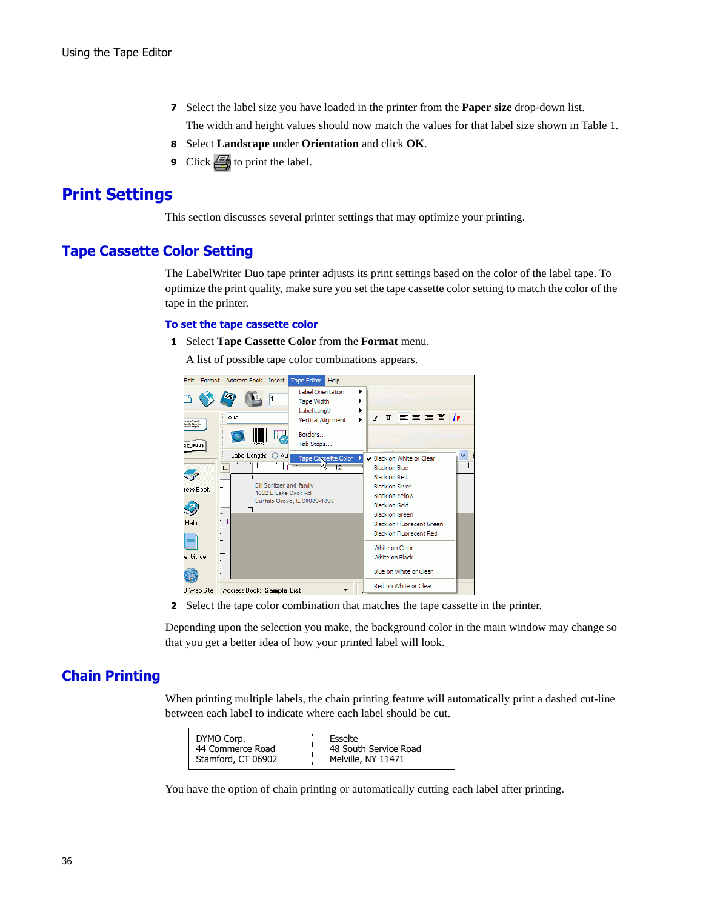7 Select the label size you have loaded in the printer from the **Paper size** drop-down list.

   The width and height values should now match the values for that label size shown in Table 1.

8 Select **Landscape** under **Orientation** and click **OK**.

9 Click  to print the label.

# Print Settings

This section discusses several printer settings that may optimize your printing.

## Tape Cassette Color Setting

The LabelWriter Duo tape printer adjusts its print settings based on the color of the label tape. To optimize the print quality, make sure you set the tape cassette color setting to match the color of the tape in the printer.

### To set the tape cassette color

1 Select **Tape Cassette Color** from the **Format** menu.

   A list of possible tape color combinations appears.

2 Select the tape color combination that matches the tape cassette in the printer.

Depending upon the selection you make, the background color in the main window may change so that you get a better idea of how your printed label will look.

## Chain Printing

When printing multiple labels, the chain printing feature will automatically print a dashed cut-line between each label to indicate where each label should be cut.

| DYMO Corp.<br>44 Commerce Road<br>Stamford, CT 06902 | Esselte<br>48 South Service Road<br>Melville, NY 11471 |
|---|---|

You have the option of chain printing or automatically cutting each label after printing.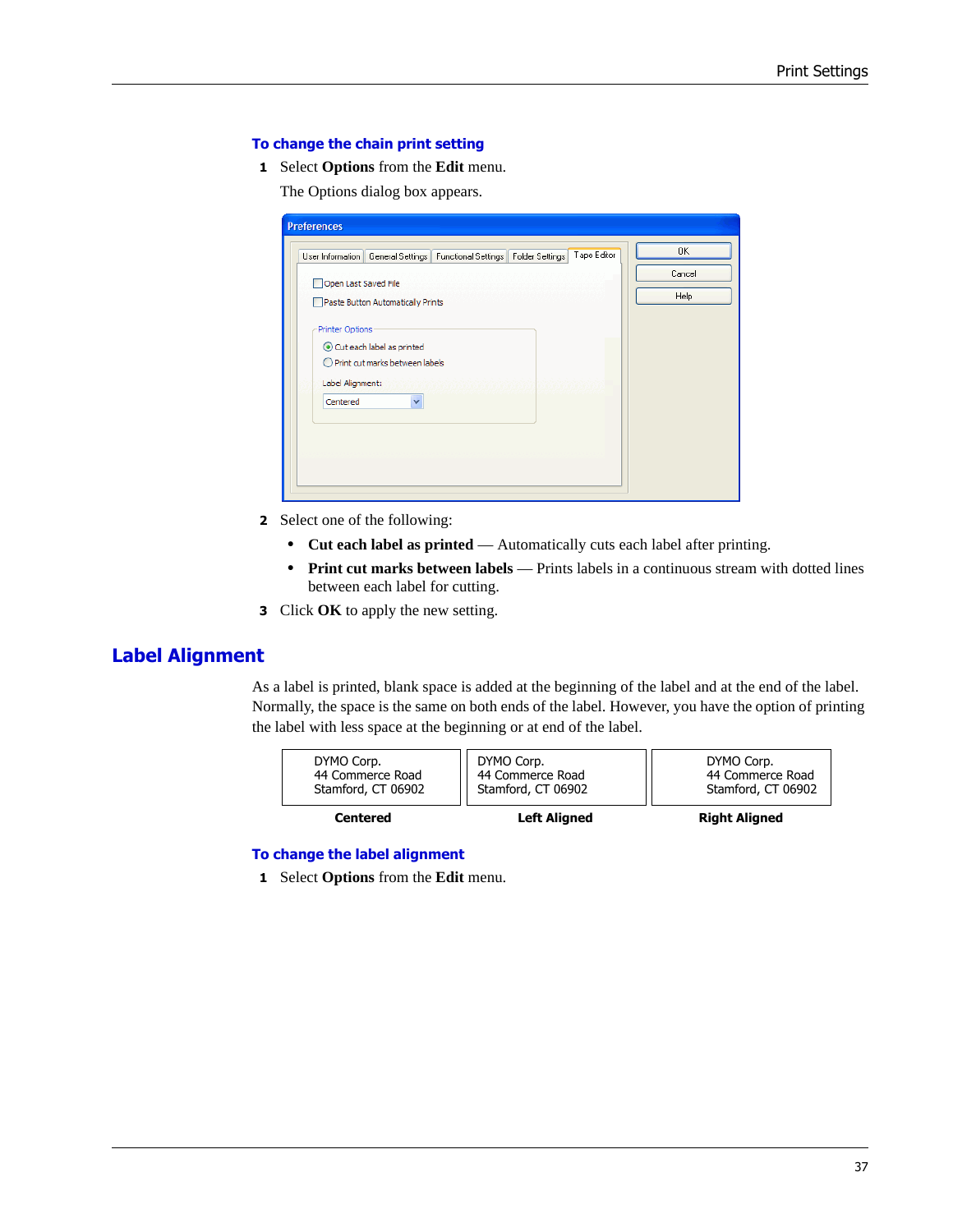#### To change the chain print setting

1. Select **Options** from the **Edit** menu.

   The Options dialog box appears.

2. Select one of the following:
   - **Cut each label as printed** — Automatically cuts each label after printing.
   - **Print cut marks between labels** — Prints labels in a continuous stream with dotted lines between each label for cutting.
3. Click **OK** to apply the new setting.

## Label Alignment

As a label is printed, blank space is added at the beginning of the label and at the end of the label. Normally, the space is the same on both ends of the label. However, you have the option of printing the label with less space at the beginning or at end of the label.

| DYMO Corp.<br>44 Commerce Road<br>Stamford, CT 06902 | DYMO Corp.<br>44 Commerce Road<br>Stamford, CT 06902 | DYMO Corp.<br>44 Commerce Road<br>Stamford, CT 06902 |
|---|---|---|
| **Centered** | **Left Aligned** | **Right Aligned** |

#### To change the label alignment

1. Select **Options** from the **Edit** menu.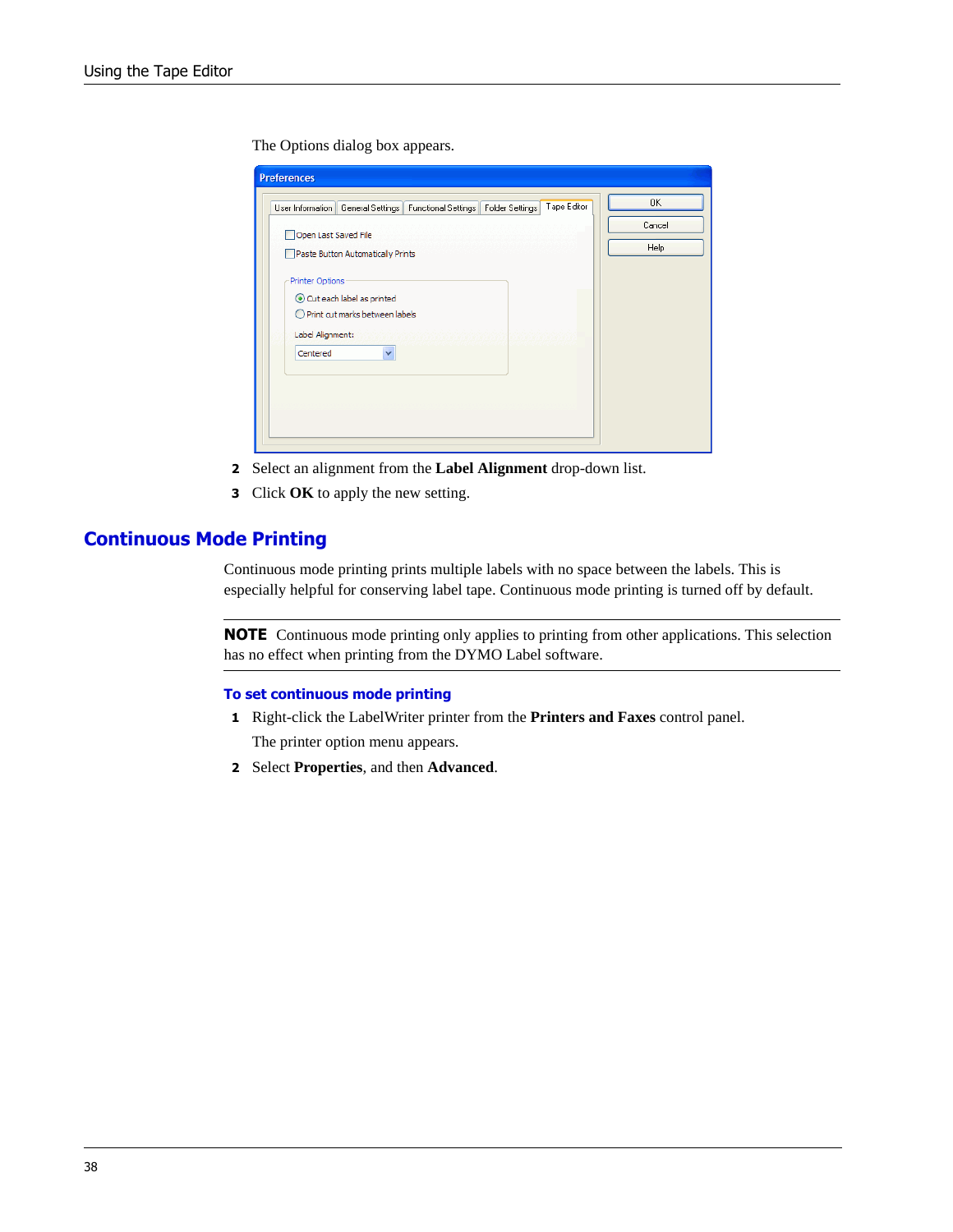The Options dialog box appears.

2 Select an alignment from the **Label Alignment** drop-down list.
3 Click **OK** to apply the new setting.

## Continuous Mode Printing

Continuous mode printing prints multiple labels with no space between the labels. This is especially helpful for conserving label tape. Continuous mode printing is turned off by default.

---

**NOTE** Continuous mode printing only applies to printing from other applications. This selection has no effect when printing from the DYMO Label software.

---

### To set continuous mode printing

1 Right-click the LabelWriter printer from the **Printers and Faxes** control panel.

   The printer option menu appears.

2 Select **Properties**, and then **Advanced**.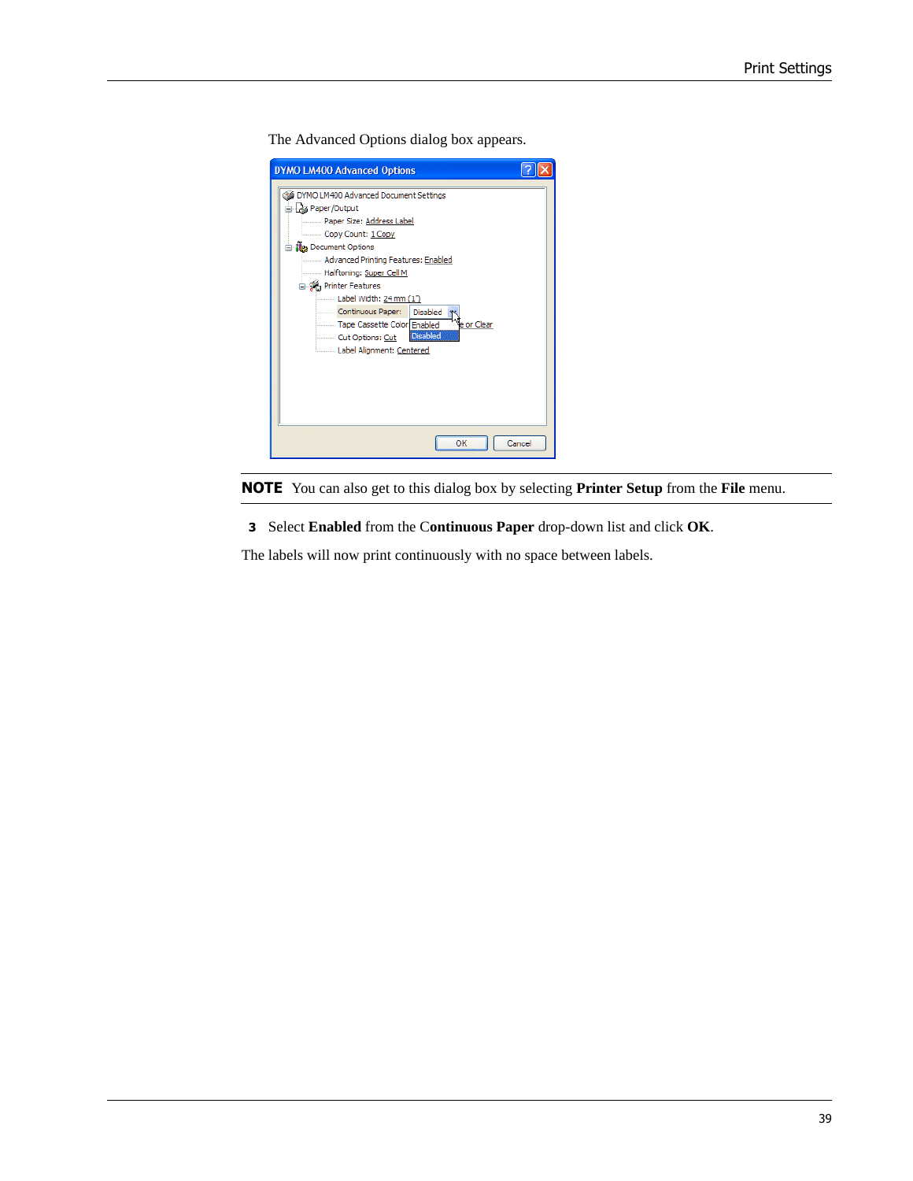The Advanced Options dialog box appears.

**NOTE** You can also get to this dialog box by selecting **Printer Setup** from the **File** menu.

3 Select **Enabled** from the C**ontinuous Paper** drop-down list and click **OK**.

The labels will now print continuously with no space between labels.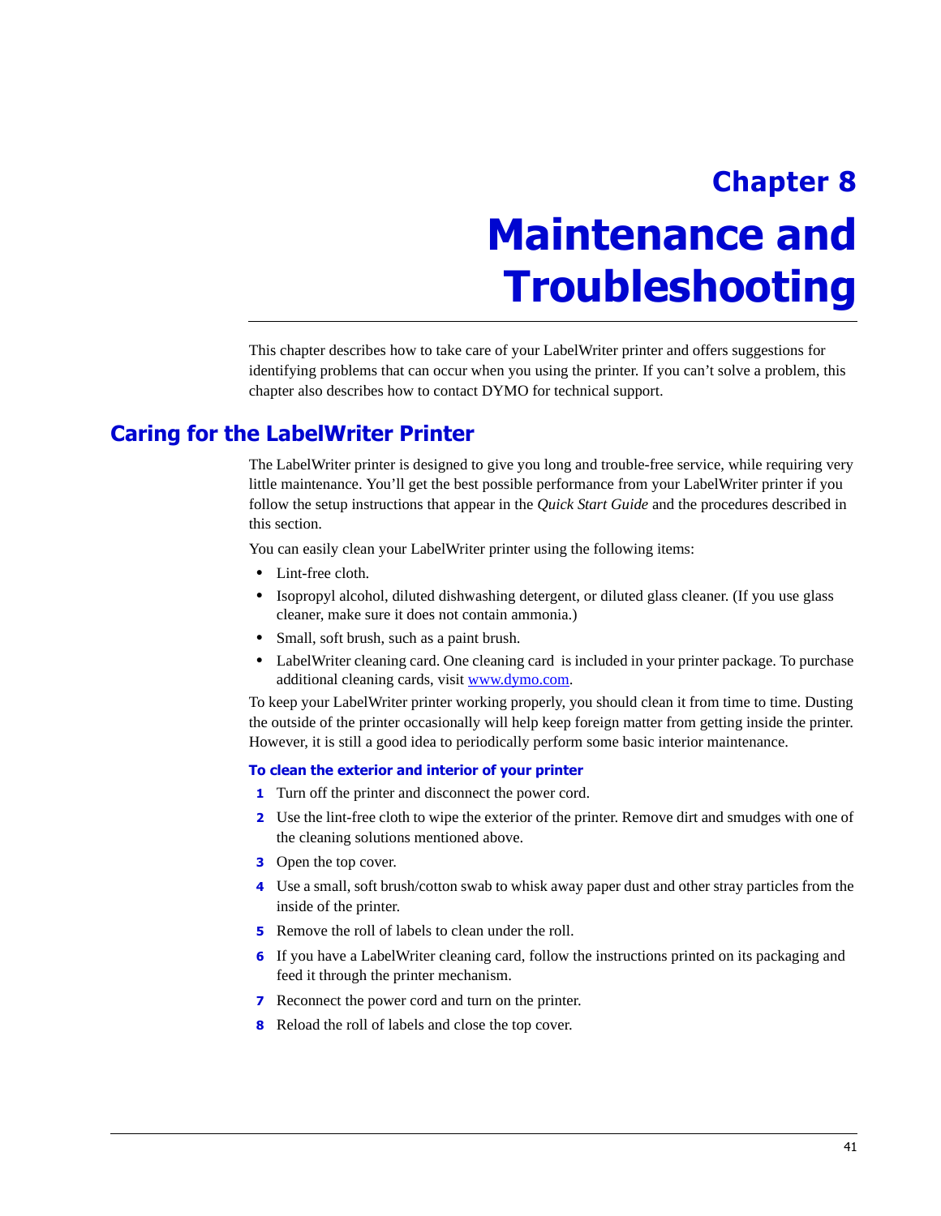# Chapter 8

# Maintenance and Troubleshooting

This chapter describes how to take care of your LabelWriter printer and offers suggestions for identifying problems that can occur when you using the printer. If you can't solve a problem, this chapter also describes how to contact DYMO for technical support.

## Caring for the LabelWriter Printer

The LabelWriter printer is designed to give you long and trouble-free service, while requiring very little maintenance. You'll get the best possible performance from your LabelWriter printer if you follow the setup instructions that appear in the *Quick Start Guide* and the procedures described in this section.

You can easily clean your LabelWriter printer using the following items:

- Lint-free cloth.
- Isopropyl alcohol, diluted dishwashing detergent, or diluted glass cleaner. (If you use glass cleaner, make sure it does not contain ammonia.)
- Small, soft brush, such as a paint brush.
- LabelWriter cleaning card. One cleaning card is included in your printer package. To purchase additional cleaning cards, visit [www.dymo.com](http://www.dymo.com).

To keep your LabelWriter printer working properly, you should clean it from time to time. Dusting the outside of the printer occasionally will help keep foreign matter from getting inside the printer. However, it is still a good idea to periodically perform some basic interior maintenance.

**To clean the exterior and interior of your printer**

1. Turn off the printer and disconnect the power cord.
2. Use the lint-free cloth to wipe the exterior of the printer. Remove dirt and smudges with one of the cleaning solutions mentioned above.
3. Open the top cover.
4. Use a small, soft brush/cotton swab to whisk away paper dust and other stray particles from the inside of the printer.
5. Remove the roll of labels to clean under the roll.
6. If you have a LabelWriter cleaning card, follow the instructions printed on its packaging and feed it through the printer mechanism.
7. Reconnect the power cord and turn on the printer.
8. Reload the roll of labels and close the top cover.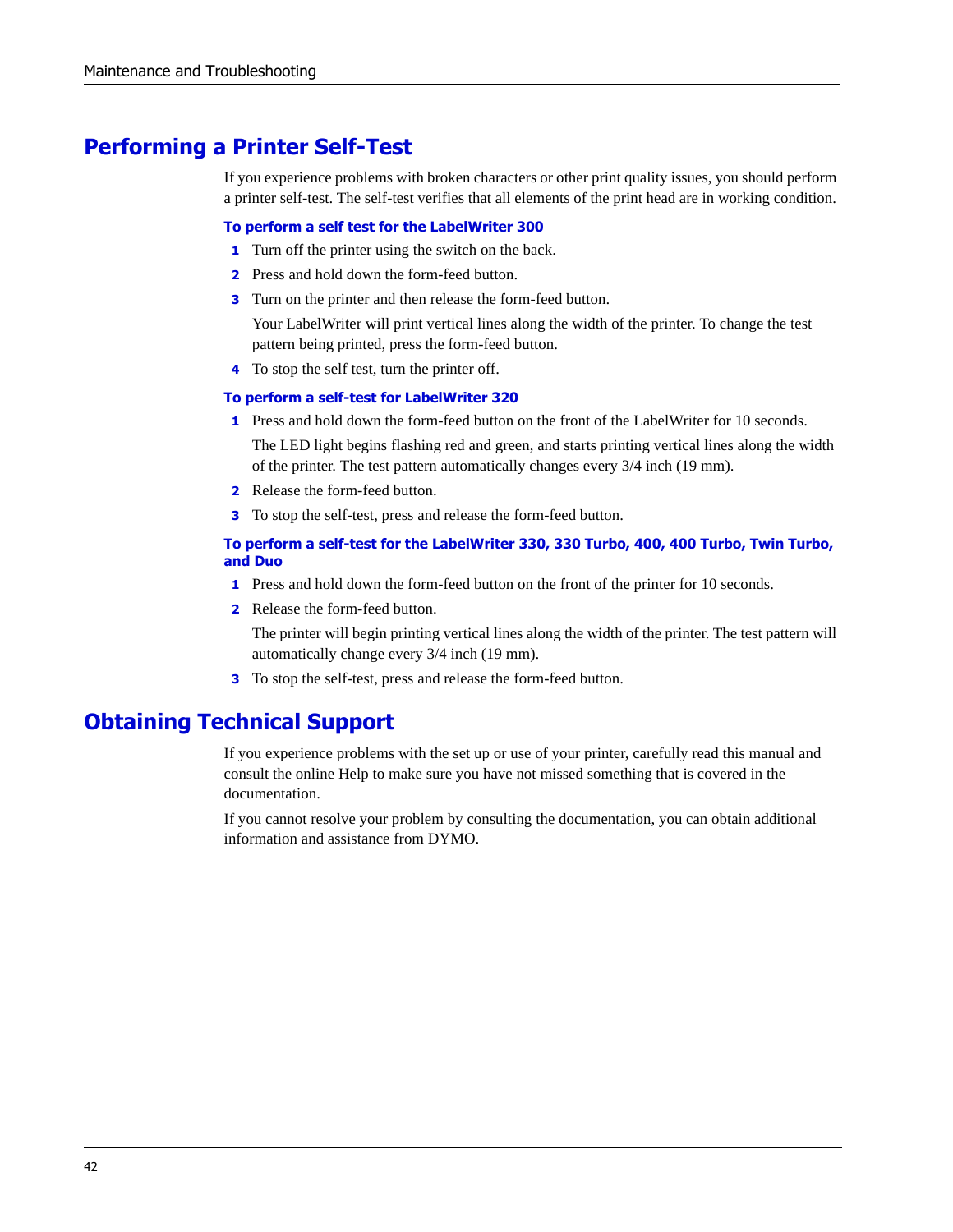## Performing a Printer Self-Test

If you experience problems with broken characters or other print quality issues, you should perform a printer self-test. The self-test verifies that all elements of the print head are in working condition.

### To perform a self test for the LabelWriter 300

1. Turn off the printer using the switch on the back.
2. Press and hold down the form-feed button.
3. Turn on the printer and then release the form-feed button.

   Your LabelWriter will print vertical lines along the width of the printer. To change the test pattern being printed, press the form-feed button.
4. To stop the self test, turn the printer off.

### To perform a self-test for LabelWriter 320

1. Press and hold down the form-feed button on the front of the LabelWriter for 10 seconds.

   The LED light begins flashing red and green, and starts printing vertical lines along the width of the printer. The test pattern automatically changes every 3/4 inch (19 mm).
2. Release the form-feed button.
3. To stop the self-test, press and release the form-feed button.

### To perform a self-test for the LabelWriter 330, 330 Turbo, 400, 400 Turbo, Twin Turbo, and Duo

1. Press and hold down the form-feed button on the front of the printer for 10 seconds.
2. Release the form-feed button.

   The printer will begin printing vertical lines along the width of the printer. The test pattern will automatically change every 3/4 inch (19 mm).
3. To stop the self-test, press and release the form-feed button.

## Obtaining Technical Support

If you experience problems with the set up or use of your printer, carefully read this manual and consult the online Help to make sure you have not missed something that is covered in the documentation.

If you cannot resolve your problem by consulting the documentation, you can obtain additional information and assistance from DYMO.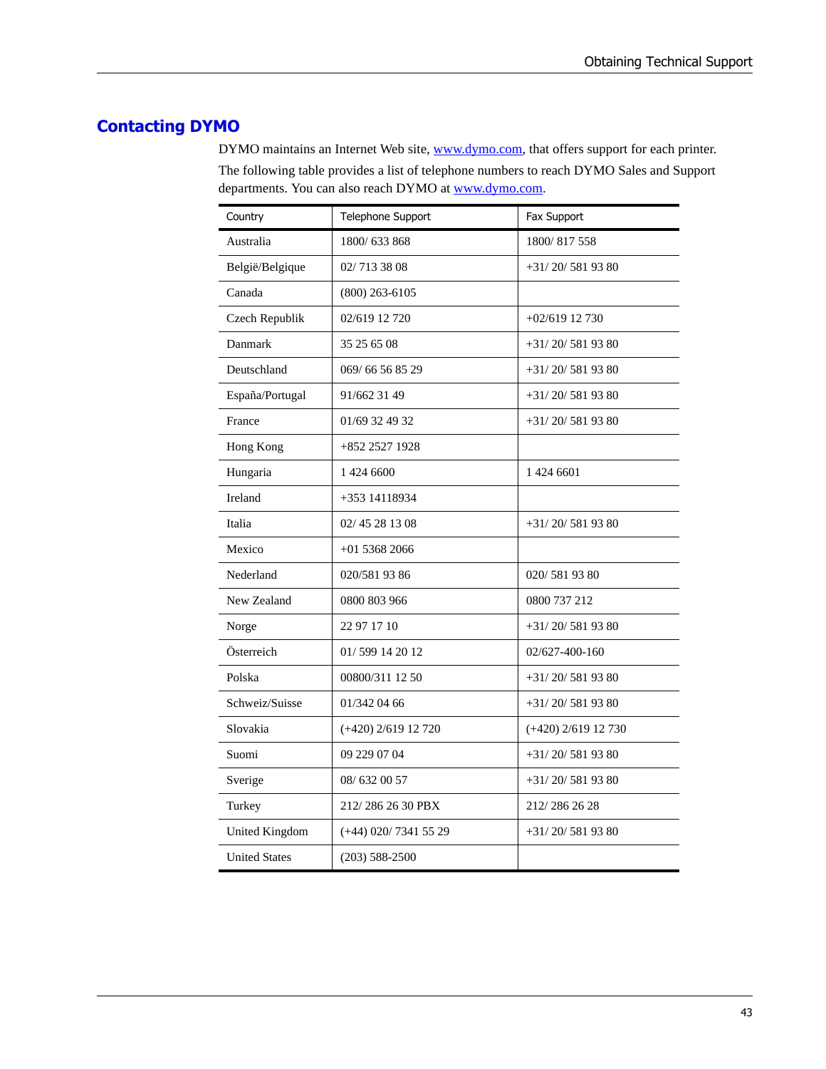## Contacting DYMO

DYMO maintains an Internet Web site, [www.dymo.com](www.dymo.com), that offers support for each printer.

The following table provides a list of telephone numbers to reach DYMO Sales and Support departments. You can also reach DYMO at [www.dymo.com](www.dymo.com).

| Country | Telephone Support | Fax Support |
|---|---|---|
| Australia | 1800/ 633 868 | 1800/ 817 558 |
| België/Belgique | 02/ 713 38 08 | +31/ 20/ 581 93 80 |
| Canada | (800) 263-6105 | |
| Czech Republik | 02/619 12 720 | +02/619 12 730 |
| Danmark | 35 25 65 08 | +31/ 20/ 581 93 80 |
| Deutschland | 069/ 66 56 85 29 | +31/ 20/ 581 93 80 |
| España/Portugal | 91/662 31 49 | +31/ 20/ 581 93 80 |
| France | 01/69 32 49 32 | +31/ 20/ 581 93 80 |
| Hong Kong | +852 2527 1928 | |
| Hungaria | 1 424 6600 | 1 424 6601 |
| Ireland | +353 14118934 | |
| Italia | 02/ 45 28 13 08 | +31/ 20/ 581 93 80 |
| Mexico | +01 5368 2066 | |
| Nederland | 020/581 93 86 | 020/ 581 93 80 |
| New Zealand | 0800 803 966 | 0800 737 212 |
| Norge | 22 97 17 10 | +31/ 20/ 581 93 80 |
| Österreich | 01/ 599 14 20 12 | 02/627-400-160 |
| Polska | 00800/311 12 50 | +31/ 20/ 581 93 80 |
| Schweiz/Suisse | 01/342 04 66 | +31/ 20/ 581 93 80 |
| Slovakia | (+420) 2/619 12 720 | (+420) 2/619 12 730 |
| Suomi | 09 229 07 04 | +31/ 20/ 581 93 80 |
| Sverige | 08/ 632 00 57 | +31/ 20/ 581 93 80 |
| Turkey | 212/ 286 26 30 PBX | 212/ 286 26 28 |
| United Kingdom | (+44) 020/ 7341 55 29 | +31/ 20/ 581 93 80 |
| United States | (203) 588-2500 | |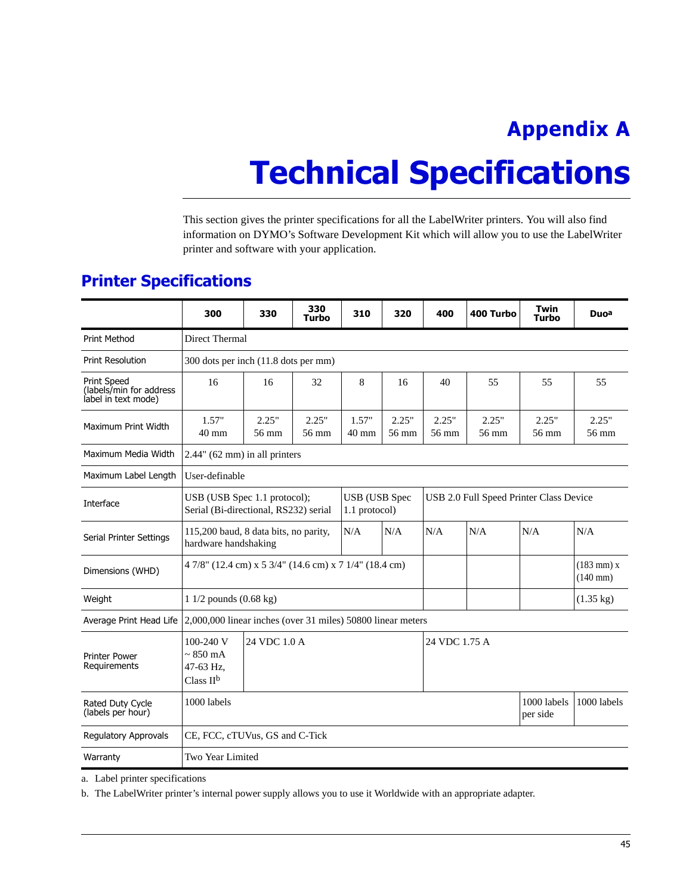# Appendix A

# Technical Specifications

This section gives the printer specifications for all the LabelWriter printers. You will also find information on DYMO's Software Development Kit which will allow you to use the LabelWriter printer and software with your application.

## Printer Specifications

| | 300 | 330 | 330 Turbo | 310 | 320 | 400 | 400 Turbo | Twin Turbo | Duo[a] |
|---|---|---|---|---|---|---|---|---|---|
| Print Method | Direct Thermal | | | | | | | | |
| Print Resolution | 300 dots per inch (11.8 dots per mm) | | | | | | | | |
| Print Speed (labels/min for address label in text mode) | 16 | 16 | 32 | 8 | 16 | 40 | 55 | 55 | 55 |
| Maximum Print Width | 1.57" 40 mm | 2.25" 56 mm | 2.25" 56 mm | 1.57" 40 mm | 2.25" 56 mm | 2.25" 56 mm | 2.25" 56 mm | 2.25" 56 mm | 2.25" 56 mm |
| Maximum Media Width | 2.44" (62 mm) in all printers | | | | | | | | |
| Maximum Label Length | User-definable | | | | | | | | |
| Interface | USB (USB Spec 1.1 protocol); Serial (Bi-directional, RS232) serial | | | USB (USB Spec 1.1 protocol) | | USB 2.0 Full Speed Printer Class Device | | | |
| Serial Printer Settings | 115,200 baud, 8 data bits, no parity, hardware handshaking | | | N/A | N/A | N/A | N/A | N/A | N/A |
| Dimensions (WHD) | 4 7/8" (12.4 cm) x 5 3/4" (14.6 cm) x 7 1/4" (18.4 cm) | | | | | | | | (183 mm) x (140 mm) |
| Weight | 1 1/2 pounds (0.68 kg) | | | | | | | | (1.35 kg) |
| Average Print Head Life | 2,000,000 linear inches (over 31 miles) 50800 linear meters | | | | | | | | |
| Printer Power Requirements | 100-240 V ~ 850 mA 47-63 Hz, Class II[b] | 24 VDC 1.0 A | | | | 24 VDC 1.75 A | | | |
| Rated Duty Cycle (labels per hour) | 1000 labels | | | | | | | 1000 labels per side | 1000 labels |
| Regulatory Approvals | CE, FCC, cTUVus, GS and C-Tick | | | | | | | | |
| Warranty | Two Year Limited | | | | | | | | |

a. Label printer specifications

b. The LabelWriter printer's internal power supply allows you to use it Worldwide with an appropriate adapter.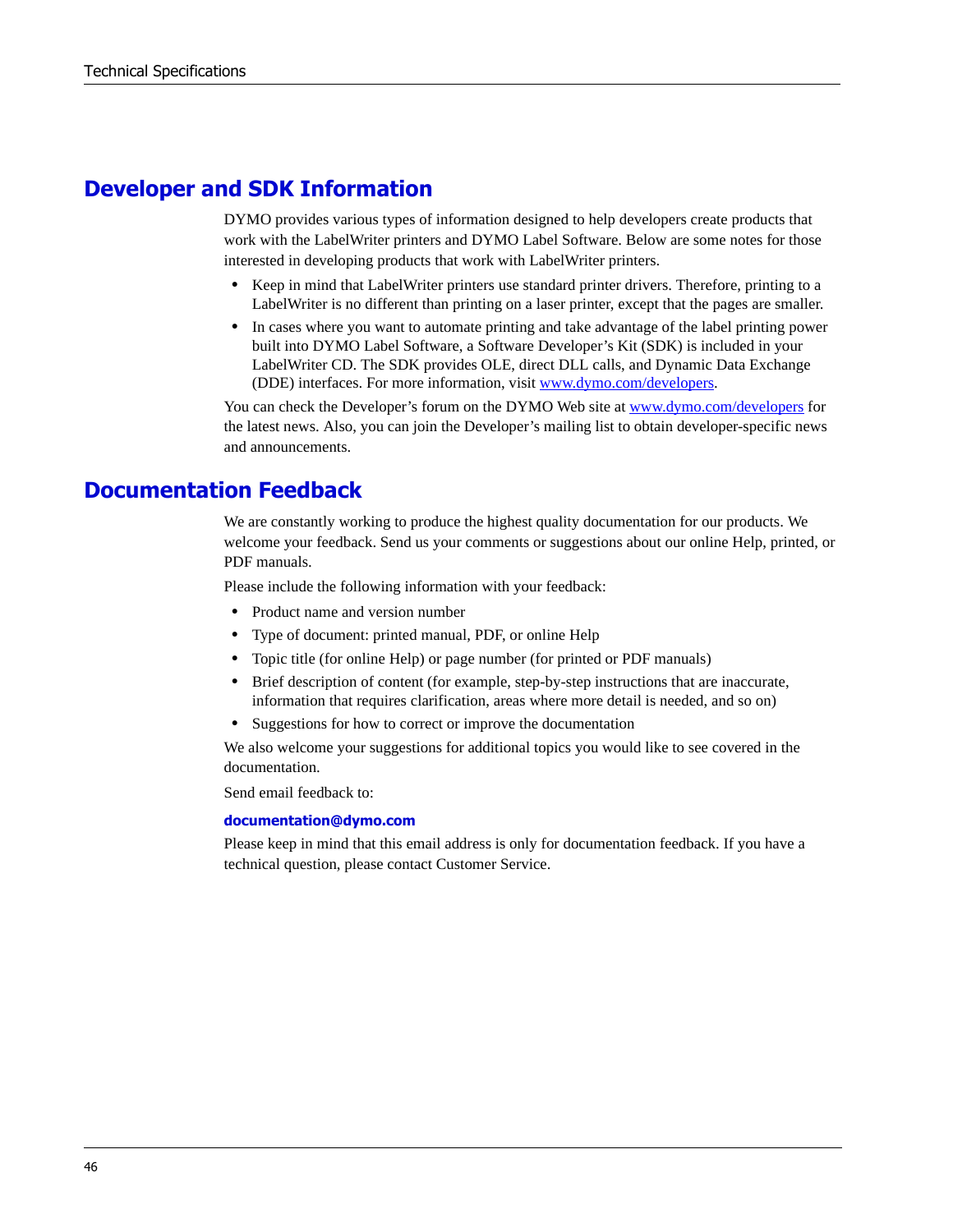## Developer and SDK Information

DYMO provides various types of information designed to help developers create products that work with the LabelWriter printers and DYMO Label Software. Below are some notes for those interested in developing products that work with LabelWriter printers.

- Keep in mind that LabelWriter printers use standard printer drivers. Therefore, printing to a LabelWriter is no different than printing on a laser printer, except that the pages are smaller.
- In cases where you want to automate printing and take advantage of the label printing power built into DYMO Label Software, a Software Developer's Kit (SDK) is included in your LabelWriter CD. The SDK provides OLE, direct DLL calls, and Dynamic Data Exchange (DDE) interfaces. For more information, visit [www.dymo.com/developers](http://www.dymo.com/developers).

You can check the Developer's forum on the DYMO Web site at [www.dymo.com/developers](http://www.dymo.com/developers) for the latest news. Also, you can join the Developer's mailing list to obtain developer-specific news and announcements.

## Documentation Feedback

We are constantly working to produce the highest quality documentation for our products. We welcome your feedback. Send us your comments or suggestions about our online Help, printed, or PDF manuals.

Please include the following information with your feedback:

- Product name and version number
- Type of document: printed manual, PDF, or online Help
- Topic title (for online Help) or page number (for printed or PDF manuals)
- Brief description of content (for example, step-by-step instructions that are inaccurate, information that requires clarification, areas where more detail is needed, and so on)
- Suggestions for how to correct or improve the documentation

We also welcome your suggestions for additional topics you would like to see covered in the documentation.

Send email feedback to:

**documentation@dymo.com**

Please keep in mind that this email address is only for documentation feedback. If you have a technical question, please contact Customer Service.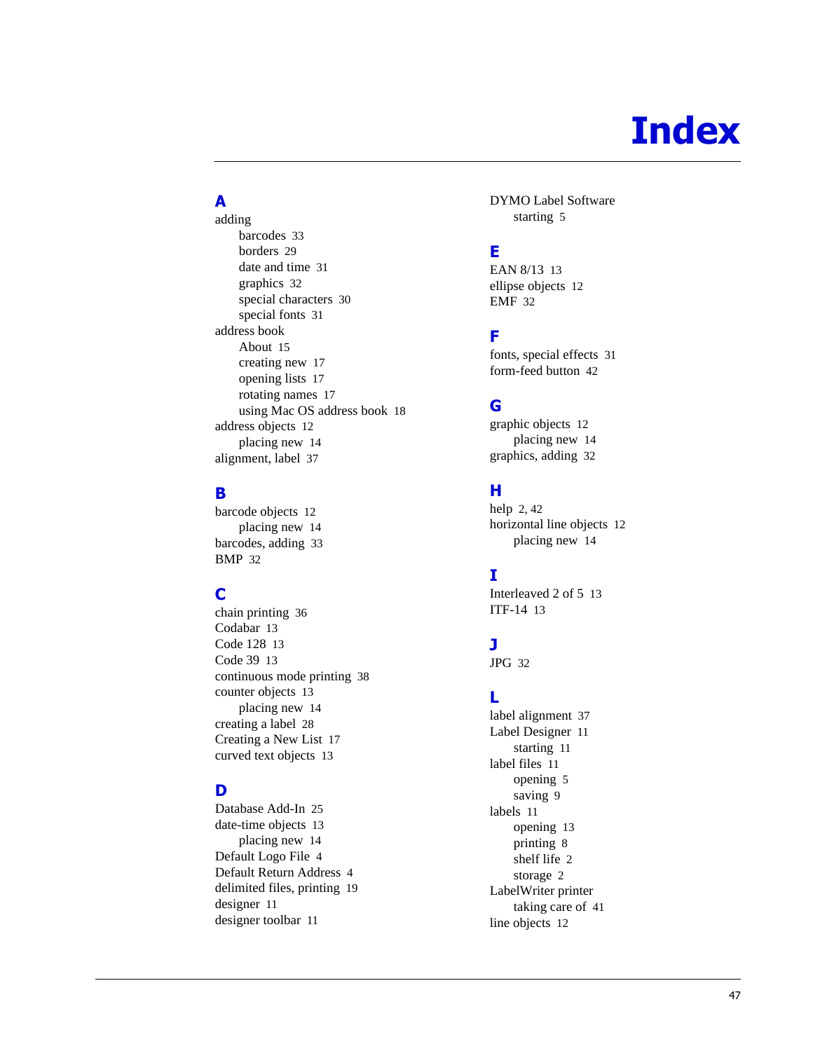# Index

## A

adding
- barcodes 33
- borders 29
- date and time 31
- graphics 32
- special characters 30
- special fonts 31

address book
- About 15
- creating new 17
- opening lists 17
- rotating names 17
- using Mac OS address book 18

address objects 12
- placing new 14

alignment, label 37

## B

barcode objects 12
- placing new 14

barcodes, adding 33

BMP 32

## C

chain printing 36

Codabar 13

Code 128 13

Code 39 13

continuous mode printing 38

counter objects 13
- placing new 14

creating a label 28

Creating a New List 17

curved text objects 13

## D

Database Add-In 25

date-time objects 13
- placing new 14

Default Logo File 4

Default Return Address 4

delimited files, printing 19

designer 11

designer toolbar 11

DYMO Label Software
- starting 5

## E

EAN 8/13 13

ellipse objects 12

EMF 32

## F

fonts, special effects 31

form-feed button 42

## G

graphic objects 12
- placing new 14

graphics, adding 32

## H

help 2, 42

horizontal line objects 12
- placing new 14

## I

Interleaved 2 of 5 13

ITF-14 13

## J

JPG 32

## L

label alignment 37

Label Designer 11
- starting 11

label files 11
- opening 5
- saving 9

labels 11
- opening 13
- printing 8
- shelf life 2
- storage 2

LabelWriter printer
- taking care of 41

line objects 12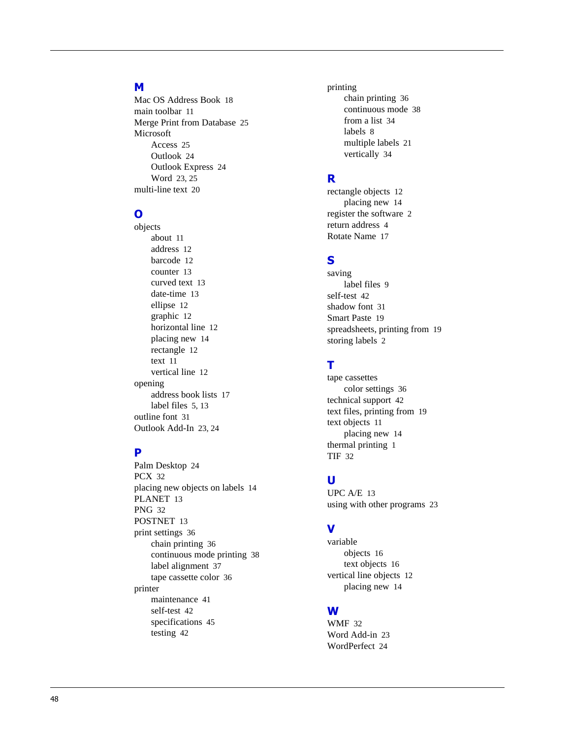## M

Mac OS Address Book 18
main toolbar 11
Merge Print from Database 25
Microsoft
- Access 25
- Outlook 24
- Outlook Express 24
- Word 23, 25

multi-line text 20

## O

objects
- about 11
- address 12
- barcode 12
- counter 13
- curved text 13
- date-time 13
- ellipse 12
- graphic 12
- horizontal line 12
- placing new 14
- rectangle 12
- text 11
- vertical line 12

opening
- address book lists 17
- label files 5, 13

outline font 31
Outlook Add-In 23, 24

## P

Palm Desktop 24
PCX 32
placing new objects on labels 14
PLANET 13
PNG 32
POSTNET 13
print settings 36
- chain printing 36
- continuous mode printing 38
- label alignment 37
- tape cassette color 36

printer
- maintenance 41
- self-test 42
- specifications 45
- testing 42

printing
- chain printing 36
- continuous mode 38
- from a list 34
- labels 8
- multiple labels 21
- vertically 34

## R

rectangle objects 12
- placing new 14

register the software 2
return address 4
Rotate Name 17

## S

saving
- label files 9

self-test 42
shadow font 31
Smart Paste 19
spreadsheets, printing from 19
storing labels 2

## T

tape cassettes
- color settings 36

technical support 42
text files, printing from 19
text objects 11
- placing new 14

thermal printing 1
TIF 32

## U

UPC A/E 13
using with other programs 23

## V

variable
- objects 16
- text objects 16

vertical line objects 12
- placing new 14

## W

WMF 32
Word Add-in 23
WordPerfect 24